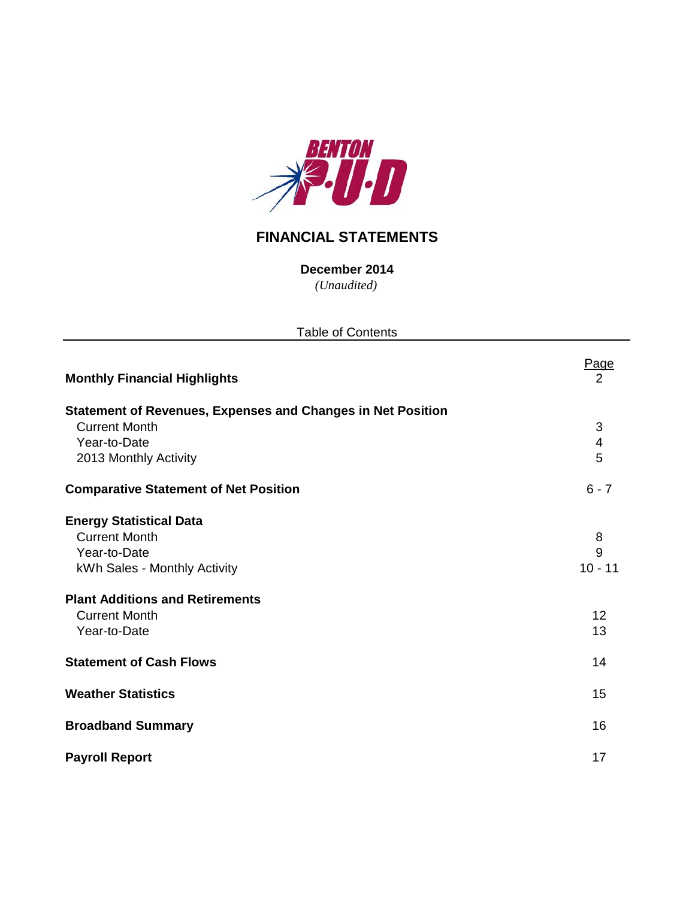BENTON P·U·D

# FINANCIAL STATEMENTS

**December 2014**

*(Unaudited)*

Table of Contents

| | Page |
|---|---|
| **Monthly Financial Highlights** | 2 |
| **Statement of Revenues, Expenses and Changes in Net Position** | |
| Current Month | 3 |
| Year-to-Date | 4 |
| 2013 Monthly Activity | 5 |
| **Comparative Statement of Net Position** | 6 - 7 |
| **Energy Statistical Data** | |
| Current Month | 8 |
| Year-to-Date | 9 |
| kWh Sales - Monthly Activity | 10 - 11 |
| **Plant Additions and Retirements** | |
| Current Month | 12 |
| Year-to-Date | 13 |
| **Statement of Cash Flows** | 14 |
| **Weather Statistics** | 15 |
| **Broadband Summary** | 16 |
| **Payroll Report** | 17 |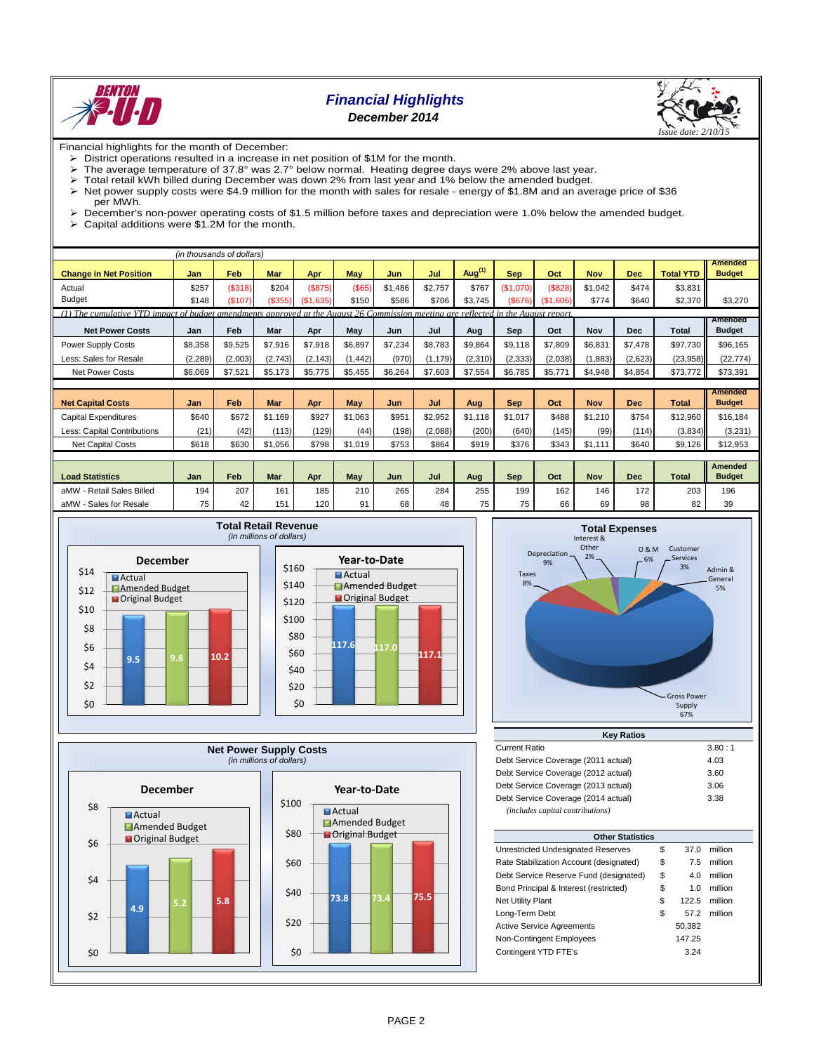# Financial Highlights

## December 2014

*Issue date: 2/10/15*

Financial highlights for the month of December:

- District operations resulted in a increase in net position of $1M for the month.
- The average temperature of 37.8° was 2.7° below normal. Heating degree days were 2% above last year.
- Total retail kWh billed during December was down 2% from last year and 1% below the amended budget.
- Net power supply costs were $4.9 million for the month with sales for resale - energy of $1.8M and an average price of $36 per MWh.
- December's non-power operating costs of $1.5 million before taxes and depreciation were 1.0% below the amended budget.
- Capital additions were $1.2M for the month.

*(in thousands of dollars)*

| Change in Net Position | Jan | Feb | Mar | Apr | May | Jun | Jul | Aug[(1)] | Sep | Oct | Nov | Dec | Total YTD | Amended Budget |
|---|---|---|---|---|---|---|---|---|---|---|---|---|---|---|
| Actual | $257 | ($318) | $204 | ($875) | ($65) | $1,486 | $2,757 | $767 | ($1,070) | ($828) | $1,042 | $474 | $3,831 | |
| Budget | $148 | ($107) | ($355) | ($1,635) | $150 | $586 | $706 | $3,745 | ($676) | ($1,606) | $774 | $640 | $2,370 | $3,270 |

*(1) The cumulative YTD impact of budget amendments approved at the August 26 Commission meeting are reflected in the August report.*

| Net Power Costs | Jan | Feb | Mar | Apr | May | Jun | Jul | Aug | Sep | Oct | Nov | Dec | Total | Amended Budget |
|---|---|---|---|---|---|---|---|---|---|---|---|---|---|---|
| Power Supply Costs | $8,358 | $9,525 | $7,916 | $7,918 | $6,897 | $7,234 | $8,783 | $9,864 | $9,118 | $7,809 | $6,831 | $7,478 | $97,730 | $96,165 |
| Less: Sales for Resale | (2,289) | (2,003) | (2,743) | (2,143) | (1,442) | (970) | (1,179) | (2,310) | (2,333) | (2,038) | (1,883) | (2,623) | (23,958) | (22,774) |
| Net Power Costs | $6,069 | $7,521 | $5,173 | $5,775 | $5,455 | $6,264 | $7,603 | $7,554 | $6,785 | $5,771 | $4,948 | $4,854 | $73,772 | $73,391 |

| Net Capital Costs | Jan | Feb | Mar | Apr | May | Jun | Jul | Aug | Sep | Oct | Nov | Dec | Total | Amended Budget |
|---|---|---|---|---|---|---|---|---|---|---|---|---|---|---|
| Capital Expenditures | $640 | $672 | $1,169 | $927 | $1,063 | $951 | $2,952 | $1,118 | $1,017 | $488 | $1,210 | $754 | $12,960 | $16,184 |
| Less: Capital Contributions | (21) | (42) | (113) | (129) | (44) | (198) | (2,088) | (200) | (640) | (145) | (99) | (114) | (3,834) | (3,231) |
| Net Capital Costs | $618 | $630 | $1,056 | $798 | $1,019 | $753 | $864 | $919 | $376 | $343 | $1,111 | $640 | $9,126 | $12,953 |

| Load Statistics | Jan | Feb | Mar | Apr | May | Jun | Jul | Aug | Sep | Oct | Nov | Dec | Total | Amended Budget |
|---|---|---|---|---|---|---|---|---|---|---|---|---|---|---|
| aMW - Retail Sales Billed | 194 | 207 | 161 | 185 | 210 | 265 | 284 | 255 | 199 | 162 | 146 | 172 | 203 | 196 |
| aMW - Sales for Resale | 75 | 42 | 151 | 120 | 91 | 68 | 48 | 75 | 75 | 66 | 69 | 98 | 82 | 39 |

### Total Retail Revenue
*(in millions of dollars)*

| | December | Year-to-Date |
|---|---|---|
| Actual | 9.5 | 117.6 |
| Amended Budget | 9.8 | 117.0 |
| Original Budget | 10.2 | 117.1 |

### Total Expenses

| Category | Percent |
|---|---|
| Gross Power Supply | 67% |
| Taxes | 8% |
| Depreciation | 9% |
| Interest & Other | 2% |
| O & M | 6% |
| Customer Services | 3% |
| Admin & General | 5% |

### Net Power Supply Costs
*(in millions of dollars)*

| | December | Year-to-Date |
|---|---|---|
| Actual | 4.9 | 73.8 |
| Amended Budget | 5.2 | 73.4 |
| Original Budget | 5.8 | 75.5 |

### Key Ratios

| | |
|---|---|
| Current Ratio | 3.80 : 1 |
| Debt Service Coverage (2011 actual) | 4.03 |
| Debt Service Coverage (2012 actual) | 3.60 |
| Debt Service Coverage (2013 actual) | 3.06 |
| Debt Service Coverage (2014 actual) | 3.38 |

*(includes capital contributions)*

### Other Statistics

| | | | |
|---|---|---|---|
| Unrestricted Undesignated Reserves | $ | 37.0 | million |
| Rate Stabilization Account (designated) | $ | 7.5 | million |
| Debt Service Reserve Fund (designated) | $ | 4.0 | million |
| Bond Principal & Interest (restricted) | $ | 1.0 | million |
| Net Utility Plant | $ | 122.5 | million |
| Long-Term Debt | $ | 57.2 | million |
| Active Service Agreements | | 50,382 | |
| Non-Contingent Employees | | 147.25 | |
| Contingent YTD FTE's | | 3.24 | |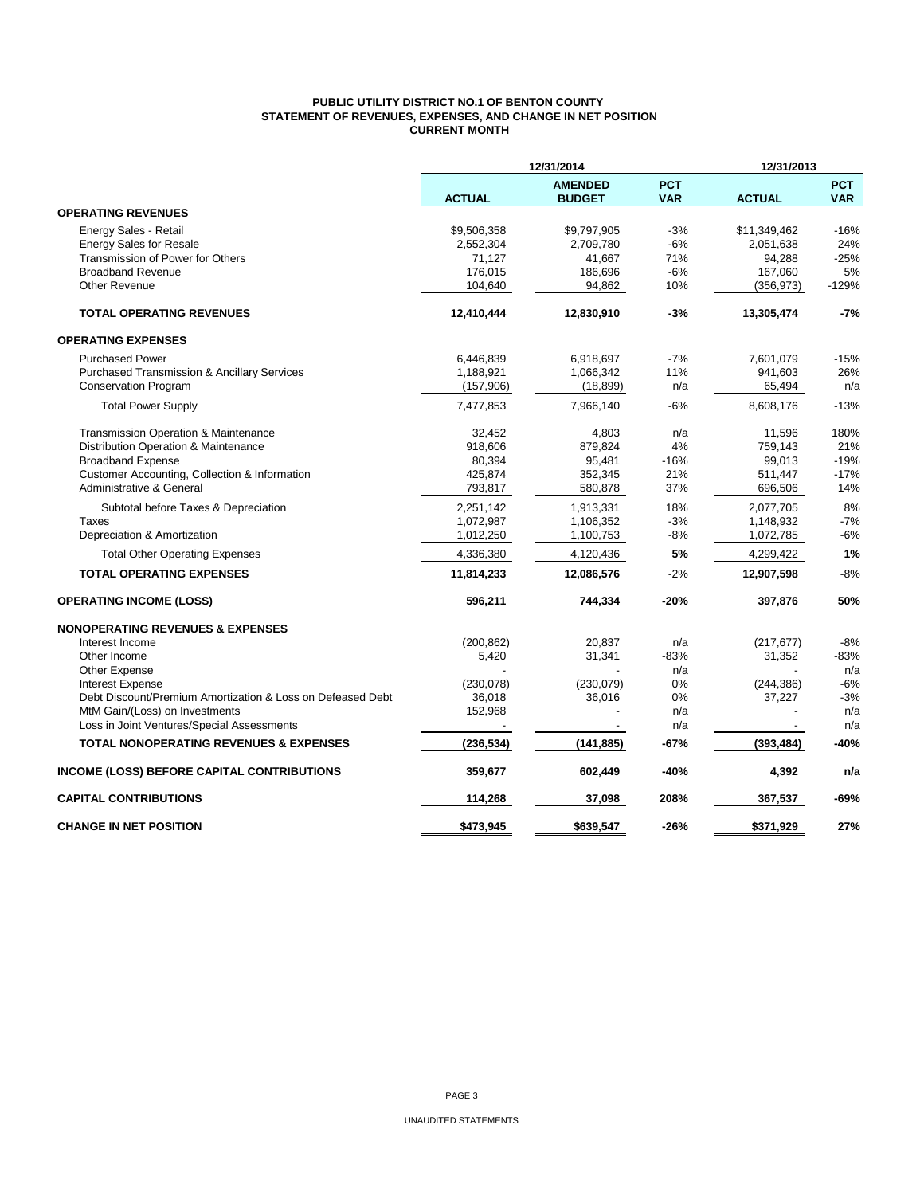**PUBLIC UTILITY DISTRICT NO.1 OF BENTON COUNTY**
**STATEMENT OF REVENUES, EXPENSES, AND CHANGE IN NET POSITION**
**CURRENT MONTH**

| | 12/31/2014 | | | 12/31/2013 | |
|---|---|---|---|---|---|
| | **ACTUAL** | **AMENDED BUDGET** | **PCT VAR** | **ACTUAL** | **PCT VAR** |
| **OPERATING REVENUES** | | | | | |
| Energy Sales - Retail | $9,506,358 | $9,797,905 | -3% | $11,349,462 | -16% |
| Energy Sales for Resale | 2,552,304 | 2,709,780 | -6% | 2,051,638 | 24% |
| Transmission of Power for Others | 71,127 | 41,667 | 71% | 94,288 | -25% |
| Broadband Revenue | 176,015 | 186,696 | -6% | 167,060 | 5% |
| Other Revenue | 104,640 | 94,862 | 10% | (356,973) | -129% |
| **TOTAL OPERATING REVENUES** | **12,410,444** | **12,830,910** | **-3%** | **13,305,474** | **-7%** |
| **OPERATING EXPENSES** | | | | | |
| Purchased Power | 6,446,839 | 6,918,697 | -7% | 7,601,079 | -15% |
| Purchased Transmission & Ancillary Services | 1,188,921 | 1,066,342 | 11% | 941,603 | 26% |
| Conservation Program | (157,906) | (18,899) | n/a | 65,494 | n/a |
| Total Power Supply | 7,477,853 | 7,966,140 | -6% | 8,608,176 | -13% |
| Transmission Operation & Maintenance | 32,452 | 4,803 | n/a | 11,596 | 180% |
| Distribution Operation & Maintenance | 918,606 | 879,824 | 4% | 759,143 | 21% |
| Broadband Expense | 80,394 | 95,481 | -16% | 99,013 | -19% |
| Customer Accounting, Collection & Information | 425,874 | 352,345 | 21% | 511,447 | -17% |
| Administrative & General | 793,817 | 580,878 | 37% | 696,506 | 14% |
| Subtotal before Taxes & Depreciation | 2,251,142 | 1,913,331 | 18% | 2,077,705 | 8% |
| Taxes | 1,072,987 | 1,106,352 | -3% | 1,148,932 | -7% |
| Depreciation & Amortization | 1,012,250 | 1,100,753 | -8% | 1,072,785 | -6% |
| Total Other Operating Expenses | 4,336,380 | 4,120,436 | **5%** | 4,299,422 | **1%** |
| **TOTAL OPERATING EXPENSES** | **11,814,233** | **12,086,576** | -2% | **12,907,598** | -8% |
| **OPERATING INCOME (LOSS)** | **596,211** | **744,334** | **-20%** | **397,876** | **50%** |
| **NONOPERATING REVENUES & EXPENSES** | | | | | |
| Interest Income | (200,862) | 20,837 | n/a | (217,677) | -8% |
| Other Income | 5,420 | 31,341 | -83% | 31,352 | -83% |
| Other Expense | - | - | n/a | - | n/a |
| Interest Expense | (230,078) | (230,079) | 0% | (244,386) | -6% |
| Debt Discount/Premium Amortization & Loss on Defeased Debt | 36,018 | 36,016 | 0% | 37,227 | -3% |
| MtM Gain/(Loss) on Investments | 152,968 | - | n/a | - | n/a |
| Loss in Joint Ventures/Special Assessments | - | - | n/a | - | n/a |
| **TOTAL NONOPERATING REVENUES & EXPENSES** | **(236,534)** | **(141,885)** | **-67%** | **(393,484)** | **-40%** |
| **INCOME (LOSS) BEFORE CAPITAL CONTRIBUTIONS** | **359,677** | **602,449** | **-40%** | **4,392** | **n/a** |
| **CAPITAL CONTRIBUTIONS** | **114,268** | **37,098** | **208%** | **367,537** | **-69%** |
| **CHANGE IN NET POSITION** | **$473,945** | **$639,547** | **-26%** | **$371,929** | **27%** |

UNAUDITED STATEMENTS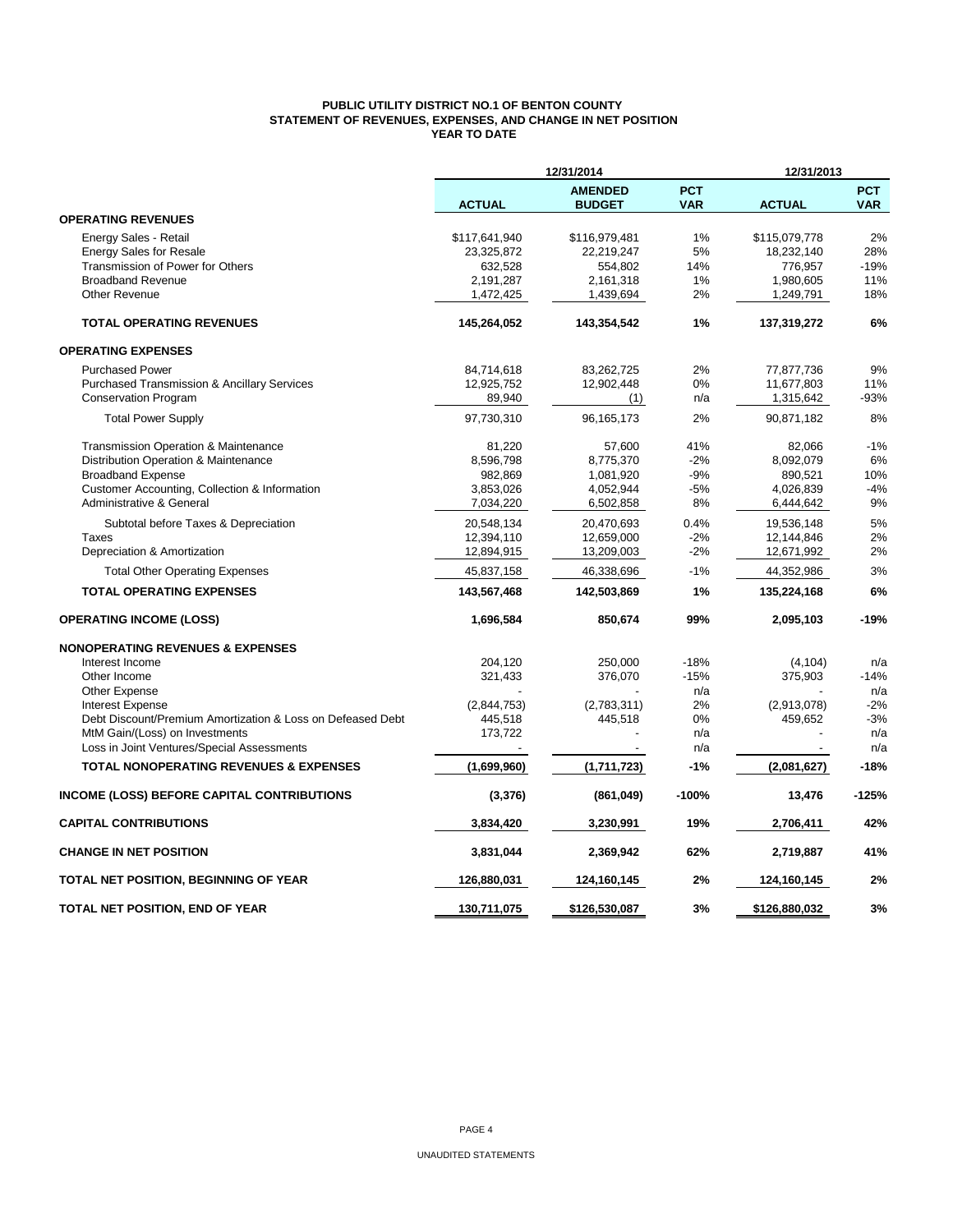**PUBLIC UTILITY DISTRICT NO.1 OF BENTON COUNTY**
**STATEMENT OF REVENUES, EXPENSES, AND CHANGE IN NET POSITION**
**YEAR TO DATE**

| | 12/31/2014 | | | 12/31/2013 | |
|---|---|---|---|---|---|
| | **ACTUAL** | **AMENDED BUDGET** | **PCT VAR** | **ACTUAL** | **PCT VAR** |
| **OPERATING REVENUES** | | | | | |
| Energy Sales - Retail | \$117,641,940 | \$116,979,481 | 1% | \$115,079,778 | 2% |
| Energy Sales for Resale | 23,325,872 | 22,219,247 | 5% | 18,232,140 | 28% |
| Transmission of Power for Others | 632,528 | 554,802 | 14% | 776,957 | -19% |
| Broadband Revenue | 2,191,287 | 2,161,318 | 1% | 1,980,605 | 11% |
| Other Revenue | 1,472,425 | 1,439,694 | 2% | 1,249,791 | 18% |
| **TOTAL OPERATING REVENUES** | **145,264,052** | **143,354,542** | **1%** | **137,319,272** | **6%** |
| **OPERATING EXPENSES** | | | | | |
| Purchased Power | 84,714,618 | 83,262,725 | 2% | 77,877,736 | 9% |
| Purchased Transmission & Ancillary Services | 12,925,752 | 12,902,448 | 0% | 11,677,803 | 11% |
| Conservation Program | 89,940 | (1) | n/a | 1,315,642 | -93% |
| Total Power Supply | 97,730,310 | 96,165,173 | 2% | 90,871,182 | 8% |
| Transmission Operation & Maintenance | 81,220 | 57,600 | 41% | 82,066 | -1% |
| Distribution Operation & Maintenance | 8,596,798 | 8,775,370 | -2% | 8,092,079 | 6% |
| Broadband Expense | 982,869 | 1,081,920 | -9% | 890,521 | 10% |
| Customer Accounting, Collection & Information | 3,853,026 | 4,052,944 | -5% | 4,026,839 | -4% |
| Administrative & General | 7,034,220 | 6,502,858 | 8% | 6,444,642 | 9% |
| Subtotal before Taxes & Depreciation | 20,548,134 | 20,470,693 | 0.4% | 19,536,148 | 5% |
| Taxes | 12,394,110 | 12,659,000 | -2% | 12,144,846 | 2% |
| Depreciation & Amortization | 12,894,915 | 13,209,003 | -2% | 12,671,992 | 2% |
| Total Other Operating Expenses | 45,837,158 | 46,338,696 | -1% | 44,352,986 | 3% |
| **TOTAL OPERATING EXPENSES** | **143,567,468** | **142,503,869** | **1%** | **135,224,168** | **6%** |
| **OPERATING INCOME (LOSS)** | **1,696,584** | **850,674** | **99%** | **2,095,103** | **-19%** |
| **NONOPERATING REVENUES & EXPENSES** | | | | | |
| Interest Income | 204,120 | 250,000 | -18% | (4,104) | n/a |
| Other Income | 321,433 | 376,070 | -15% | 375,903 | -14% |
| Other Expense | - | - | n/a | - | n/a |
| Interest Expense | (2,844,753) | (2,783,311) | 2% | (2,913,078) | -2% |
| Debt Discount/Premium Amortization & Loss on Defeased Debt | 445,518 | 445,518 | 0% | 459,652 | -3% |
| MtM Gain/(Loss) on Investments | 173,722 | - | n/a | - | n/a |
| Loss in Joint Ventures/Special Assessments | - | - | n/a | - | n/a |
| **TOTAL NONOPERATING REVENUES & EXPENSES** | **(1,699,960)** | **(1,711,723)** | **-1%** | **(2,081,627)** | **-18%** |
| **INCOME (LOSS) BEFORE CAPITAL CONTRIBUTIONS** | **(3,376)** | **(861,049)** | **-100%** | **13,476** | **-125%** |
| **CAPITAL CONTRIBUTIONS** | **3,834,420** | **3,230,991** | **19%** | **2,706,411** | **42%** |
| **CHANGE IN NET POSITION** | **3,831,044** | **2,369,942** | **62%** | **2,719,887** | **41%** |
| **TOTAL NET POSITION, BEGINNING OF YEAR** | **126,880,031** | **124,160,145** | **2%** | **124,160,145** | **2%** |
| **TOTAL NET POSITION, END OF YEAR** | **130,711,075** | **\$126,530,087** | **3%** | **\$126,880,032** | **3%** |

UNAUDITED STATEMENTS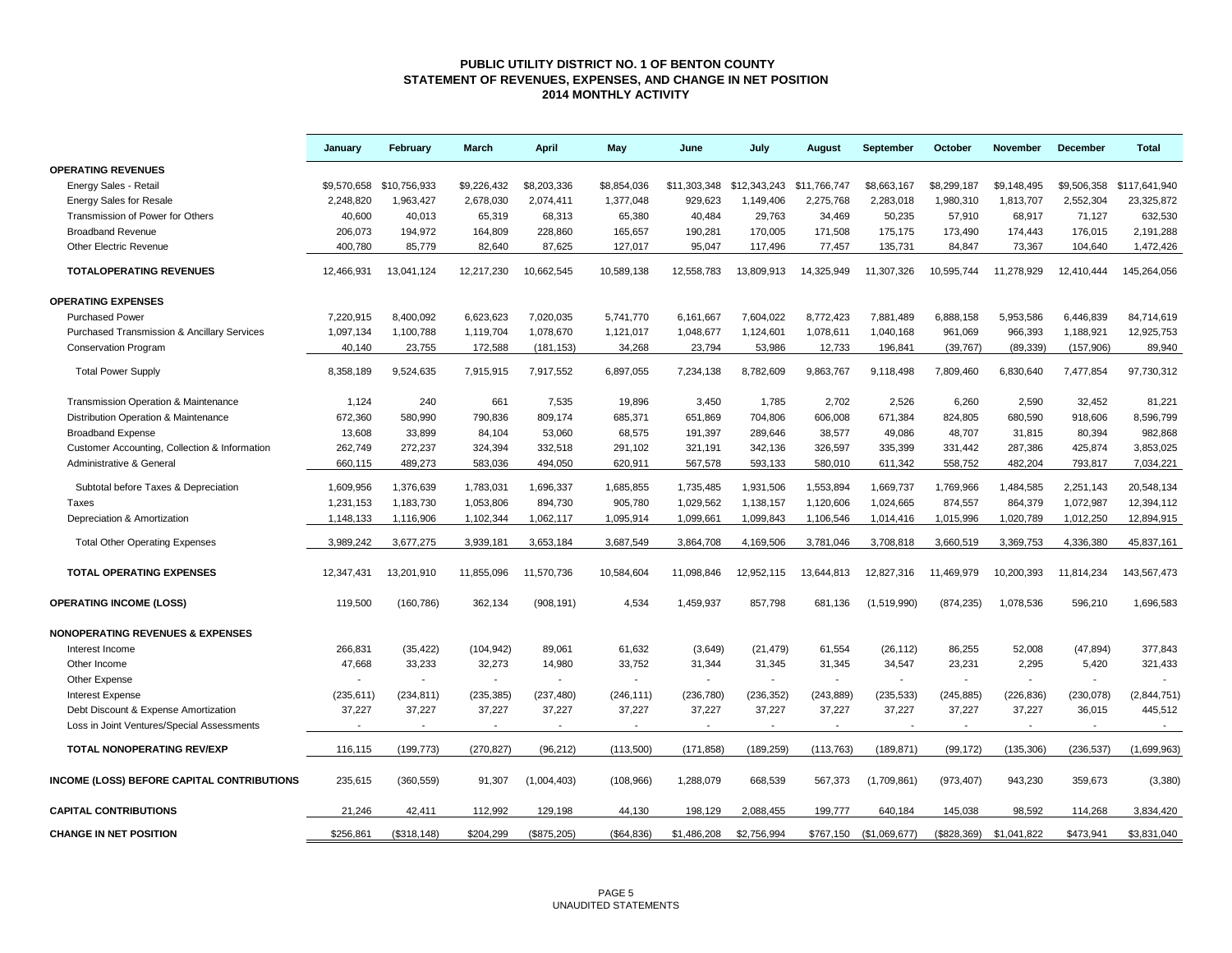# PUBLIC UTILITY DISTRICT NO. 1 OF BENTON COUNTY
## STATEMENT OF REVENUES, EXPENSES, AND CHANGE IN NET POSITION
### 2014 MONTHLY ACTIVITY

| | January | February | March | April | May | June | July | August | September | October | November | December | Total |
|---|---|---|---|---|---|---|---|---|---|---|---|---|---|
| **OPERATING REVENUES** | | | | | | | | | | | | | |
| Energy Sales - Retail | $9,570,658 | $10,756,933 | $9,226,432 | $8,203,336 | $8,854,036 | $11,303,348 | $12,343,243 | $11,766,747 | $8,663,167 | $8,299,187 | $9,148,495 | $9,506,358 | $117,641,940 |
| Energy Sales for Resale | 2,248,820 | 1,963,427 | 2,678,030 | 2,074,411 | 1,377,048 | 929,623 | 1,149,406 | 2,275,768 | 2,283,018 | 1,980,310 | 1,813,707 | 2,552,304 | 23,325,872 |
| Transmission of Power for Others | 40,600 | 40,013 | 65,319 | 68,313 | 65,380 | 40,484 | 29,763 | 34,469 | 50,235 | 57,910 | 68,917 | 71,127 | 632,530 |
| Broadband Revenue | 206,073 | 194,972 | 164,809 | 228,860 | 165,657 | 190,281 | 170,005 | 171,508 | 175,175 | 173,490 | 174,443 | 176,015 | 2,191,288 |
| Other Electric Revenue | 400,780 | 85,779 | 82,640 | 87,625 | 127,017 | 95,047 | 117,496 | 77,457 | 135,731 | 84,847 | 73,367 | 104,640 | 1,472,426 |
| **TOTALOPERATING REVENUES** | 12,466,931 | 13,041,124 | 12,217,230 | 10,662,545 | 10,589,138 | 12,558,783 | 13,809,913 | 14,325,949 | 11,307,326 | 10,595,744 | 11,278,929 | 12,410,444 | 145,264,056 |
| **OPERATING EXPENSES** | | | | | | | | | | | | | |
| Purchased Power | 7,220,915 | 8,400,092 | 6,623,623 | 7,020,035 | 5,741,770 | 6,161,667 | 7,604,022 | 8,772,423 | 7,881,489 | 6,888,158 | 5,953,586 | 6,446,839 | 84,714,619 |
| Purchased Transmission & Ancillary Services | 1,097,134 | 1,100,788 | 1,119,704 | 1,078,670 | 1,121,017 | 1,048,677 | 1,124,601 | 1,078,611 | 1,040,168 | 961,069 | 966,393 | 1,188,921 | 12,925,753 |
| Conservation Program | 40,140 | 23,755 | 172,588 | (181,153) | 34,268 | 23,794 | 53,986 | 12,733 | 196,841 | (39,767) | (89,339) | (157,906) | 89,940 |
| Total Power Supply | 8,358,189 | 9,524,635 | 7,915,915 | 7,917,552 | 6,897,055 | 7,234,138 | 8,782,609 | 9,863,767 | 9,118,498 | 7,809,460 | 6,830,640 | 7,477,854 | 97,730,312 |
| Transmission Operation & Maintenance | 1,124 | 240 | 661 | 7,535 | 19,896 | 3,450 | 1,785 | 2,702 | 2,526 | 6,260 | 2,590 | 32,452 | 81,221 |
| Distribution Operation & Maintenance | 672,360 | 580,990 | 790,836 | 809,174 | 685,371 | 651,869 | 704,806 | 606,008 | 671,384 | 824,805 | 680,590 | 918,606 | 8,596,799 |
| Broadband Expense | 13,608 | 33,899 | 84,104 | 53,060 | 68,575 | 191,397 | 289,646 | 38,577 | 49,086 | 48,707 | 31,815 | 80,394 | 982,868 |
| Customer Accounting, Collection & Information | 262,749 | 272,237 | 324,394 | 332,518 | 291,102 | 321,191 | 342,136 | 326,597 | 335,399 | 331,442 | 287,386 | 425,874 | 3,853,025 |
| Administrative & General | 660,115 | 489,273 | 583,036 | 494,050 | 620,911 | 567,578 | 593,133 | 580,010 | 611,342 | 558,752 | 482,204 | 793,817 | 7,034,221 |
| Subtotal before Taxes & Depreciation | 1,609,956 | 1,376,639 | 1,783,031 | 1,696,337 | 1,685,855 | 1,735,485 | 1,931,506 | 1,553,894 | 1,669,737 | 1,769,966 | 1,484,585 | 2,251,143 | 20,548,134 |
| Taxes | 1,231,153 | 1,183,730 | 1,053,806 | 894,730 | 905,780 | 1,029,562 | 1,138,157 | 1,120,606 | 1,024,665 | 874,557 | 864,379 | 1,072,987 | 12,394,112 |
| Depreciation & Amortization | 1,148,133 | 1,116,906 | 1,102,344 | 1,062,117 | 1,095,914 | 1,099,661 | 1,099,843 | 1,106,546 | 1,014,416 | 1,015,996 | 1,020,789 | 1,012,250 | 12,894,915 |
| Total Other Operating Expenses | 3,989,242 | 3,677,275 | 3,939,181 | 3,653,184 | 3,687,549 | 3,864,708 | 4,169,506 | 3,781,046 | 3,708,818 | 3,660,519 | 3,369,753 | 4,336,380 | 45,837,161 |
| **TOTAL OPERATING EXPENSES** | 12,347,431 | 13,201,910 | 11,855,096 | 11,570,736 | 10,584,604 | 11,098,846 | 12,952,115 | 13,644,813 | 12,827,316 | 11,469,979 | 10,200,393 | 11,814,234 | 143,567,473 |
| **OPERATING INCOME (LOSS)** | 119,500 | (160,786) | 362,134 | (908,191) | 4,534 | 1,459,937 | 857,798 | 681,136 | (1,519,990) | (874,235) | 1,078,536 | 596,210 | 1,696,583 |
| **NONOPERATING REVENUES & EXPENSES** | | | | | | | | | | | | | |
| Interest Income | 266,831 | (35,422) | (104,942) | 89,061 | 61,632 | (3,649) | (21,479) | 61,554 | (26,112) | 86,255 | 52,008 | (47,894) | 377,843 |
| Other Income | 47,668 | 33,233 | 32,273 | 14,980 | 33,752 | 31,344 | 31,345 | 31,345 | 34,547 | 23,231 | 2,295 | 5,420 | 321,433 |
| Other Expense | - | - | - | - | - | - | - | - | - | - | - | - | - |
| Interest Expense | (235,611) | (234,811) | (235,385) | (237,480) | (246,111) | (236,780) | (236,352) | (243,889) | (235,533) | (245,885) | (226,836) | (230,078) | (2,844,751) |
| Debt Discount & Expense Amortization | 37,227 | 37,227 | 37,227 | 37,227 | 37,227 | 37,227 | 37,227 | 37,227 | 37,227 | 37,227 | 37,227 | 36,015 | 445,512 |
| Loss in Joint Ventures/Special Assessments | - | - | - | - | - | - | - | - | - | - | - | - | - |
| **TOTAL NONOPERATING REV/EXP** | 116,115 | (199,773) | (270,827) | (96,212) | (113,500) | (171,858) | (189,259) | (113,763) | (189,871) | (99,172) | (135,306) | (236,537) | (1,699,963) |
| **INCOME (LOSS) BEFORE CAPITAL CONTRIBUTIONS** | 235,615 | (360,559) | 91,307 | (1,004,403) | (108,966) | 1,288,079 | 668,539 | 567,373 | (1,709,861) | (973,407) | 943,230 | 359,673 | (3,380) |
| **CAPITAL CONTRIBUTIONS** | 21,246 | 42,411 | 112,992 | 129,198 | 44,130 | 198,129 | 2,088,455 | 199,777 | 640,184 | 145,038 | 98,592 | 114,268 | 3,834,420 |
| **CHANGE IN NET POSITION** | $256,861 | ($318,148) | $204,299 | ($875,205) | ($64,836) | $1,486,208 | $2,756,994 | $767,150 | ($1,069,677) | ($828,369) | $1,041,822 | $473,941 | $3,831,040 |

UNAUDITED STATEMENTS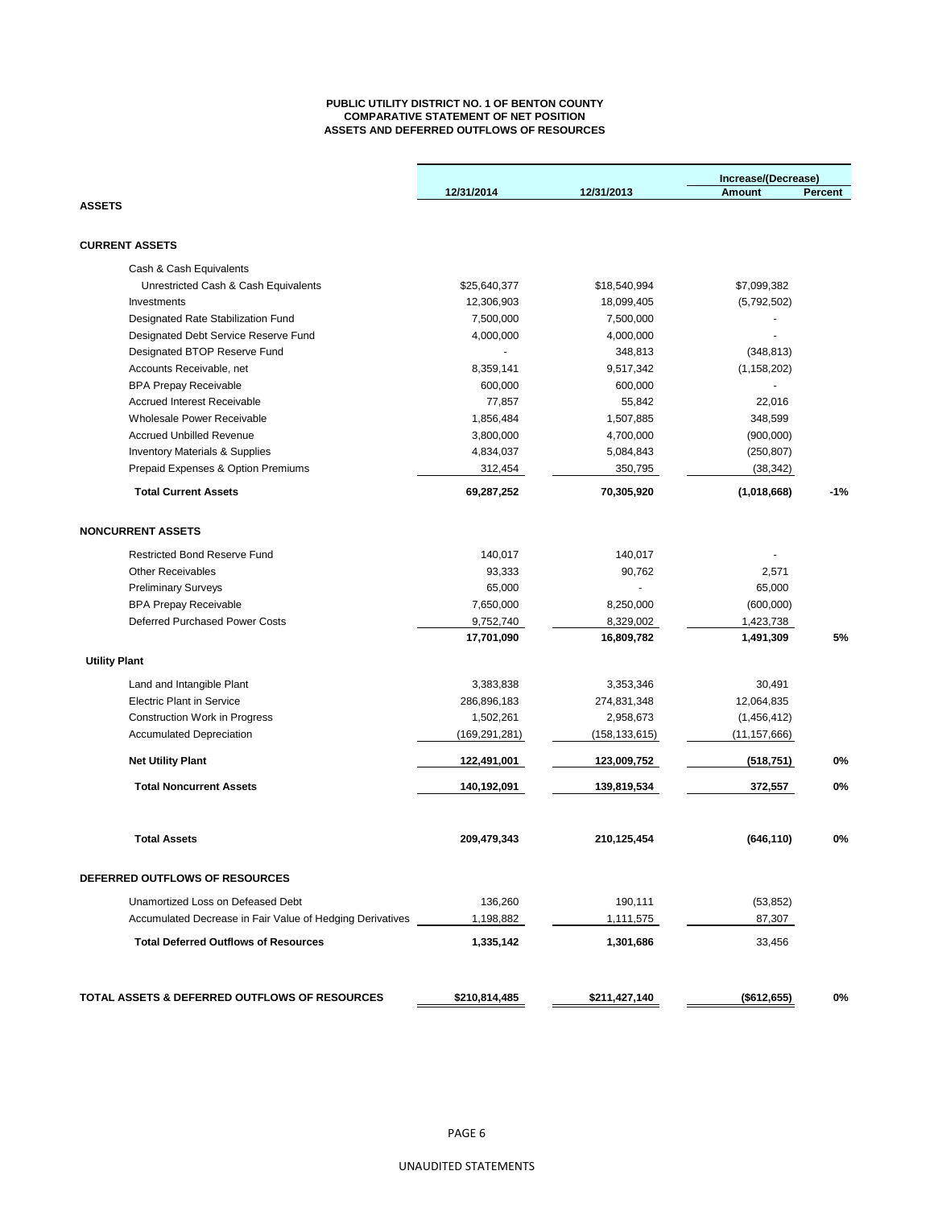# PUBLIC UTILITY DISTRICT NO. 1 OF BENTON COUNTY
## COMPARATIVE STATEMENT OF NET POSITION
## ASSETS AND DEFERRED OUTFLOWS OF RESOURCES

| | 12/31/2014 | 12/31/2013 | Increase/(Decrease) Amount | Percent |
|---|---|---|---|---|
| **ASSETS** | | | | |
| **CURRENT ASSETS** | | | | |
| Cash & Cash Equivalents | | | | |
| Unrestricted Cash & Cash Equivalents | $25,640,377 | $18,540,994 | $7,099,382 | |
| Investments | 12,306,903 | 18,099,405 | (5,792,502) | |
| Designated Rate Stabilization Fund | 7,500,000 | 7,500,000 | - | |
| Designated Debt Service Reserve Fund | 4,000,000 | 4,000,000 | - | |
| Designated BTOP Reserve Fund | - | 348,813 | (348,813) | |
| Accounts Receivable, net | 8,359,141 | 9,517,342 | (1,158,202) | |
| BPA Prepay Receivable | 600,000 | 600,000 | - | |
| Accrued Interest Receivable | 77,857 | 55,842 | 22,016 | |
| Wholesale Power Receivable | 1,856,484 | 1,507,885 | 348,599 | |
| Accrued Unbilled Revenue | 3,800,000 | 4,700,000 | (900,000) | |
| Inventory Materials & Supplies | 4,834,037 | 5,084,843 | (250,807) | |
| Prepaid Expenses & Option Premiums | 312,454 | 350,795 | (38,342) | |
| **Total Current Assets** | **69,287,252** | **70,305,920** | **(1,018,668)** | **-1%** |
| **NONCURRENT ASSETS** | | | | |
| Restricted Bond Reserve Fund | 140,017 | 140,017 | - | |
| Other Receivables | 93,333 | 90,762 | 2,571 | |
| Preliminary Surveys | 65,000 | - | 65,000 | |
| BPA Prepay Receivable | 7,650,000 | 8,250,000 | (600,000) | |
| Deferred Purchased Power Costs | 9,752,740 | 8,329,002 | 1,423,738 | |
| | **17,701,090** | **16,809,782** | **1,491,309** | **5%** |
| **Utility Plant** | | | | |
| Land and Intangible Plant | 3,383,838 | 3,353,346 | 30,491 | |
| Electric Plant in Service | 286,896,183 | 274,831,348 | 12,064,835 | |
| Construction Work in Progress | 1,502,261 | 2,958,673 | (1,456,412) | |
| Accumulated Depreciation | (169,291,281) | (158,133,615) | (11,157,666) | |
| **Net Utility Plant** | **122,491,001** | **123,009,752** | **(518,751)** | **0%** |
| **Total Noncurrent Assets** | **140,192,091** | **139,819,534** | **372,557** | **0%** |
| **Total Assets** | **209,479,343** | **210,125,454** | **(646,110)** | **0%** |
| **DEFERRED OUTFLOWS OF RESOURCES** | | | | |
| Unamortized Loss on Defeased Debt | 136,260 | 190,111 | (53,852) | |
| Accumulated Decrease in Fair Value of Hedging Derivatives | 1,198,882 | 1,111,575 | 87,307 | |
| **Total Deferred Outflows of Resources** | **1,335,142** | **1,301,686** | 33,456 | |
| **TOTAL ASSETS & DEFERRED OUTFLOWS OF RESOURCES** | **$210,814,485** | **$211,427,140** | **($612,655)** | **0%** |

UNAUDITED STATEMENTS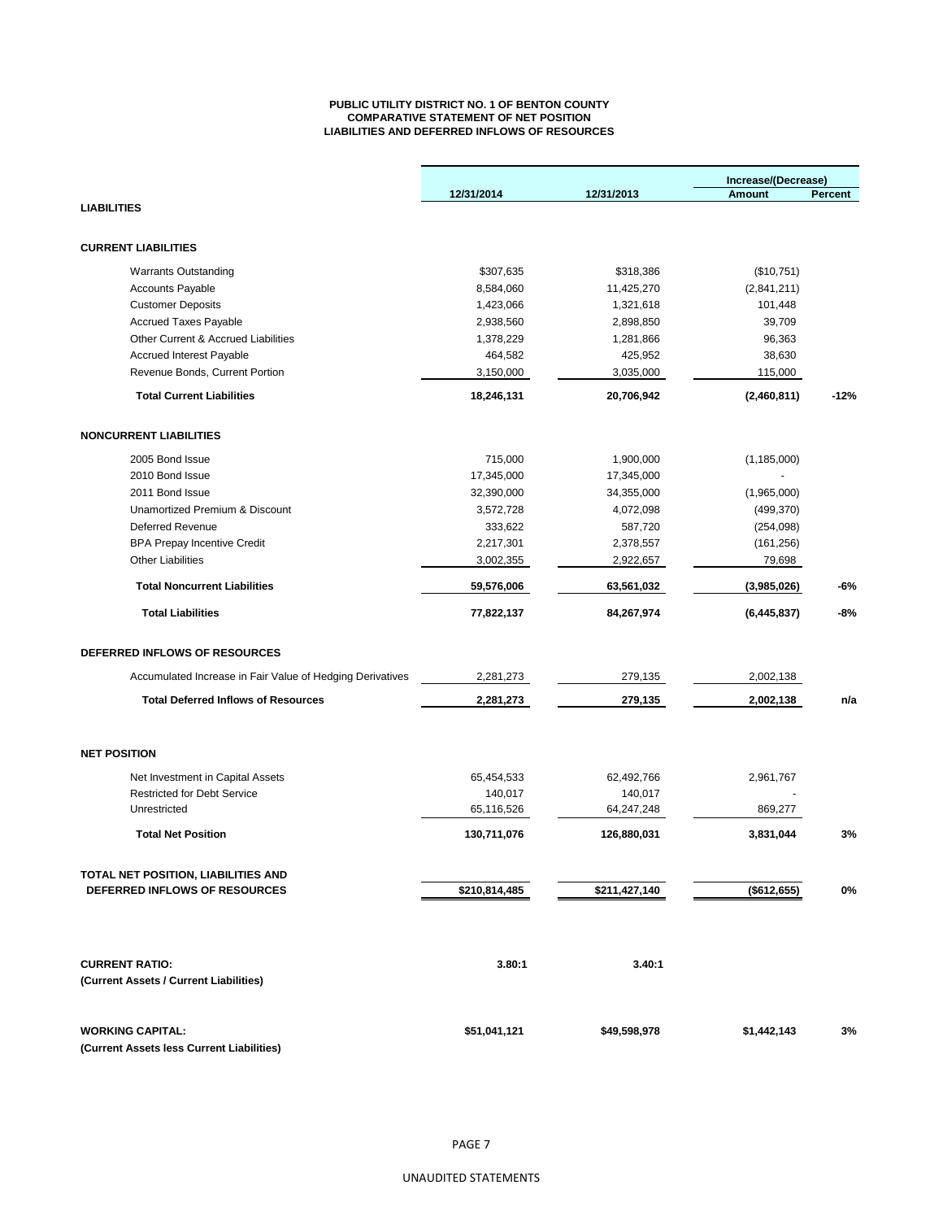**PUBLIC UTILITY DISTRICT NO. 1 OF BENTON COUNTY**
**COMPARATIVE STATEMENT OF NET POSITION**
**LIABILITIES AND DEFERRED INFLOWS OF RESOURCES**

| | 12/31/2014 | 12/31/2013 | Increase/(Decrease) Amount | Percent |
|---|---|---|---|---|
| **LIABILITIES** | | | | |
| **CURRENT LIABILITIES** | | | | |
| Warrants Outstanding | $307,635 | $318,386 | ($10,751) | |
| Accounts Payable | 8,584,060 | 11,425,270 | (2,841,211) | |
| Customer Deposits | 1,423,066 | 1,321,618 | 101,448 | |
| Accrued Taxes Payable | 2,938,560 | 2,898,850 | 39,709 | |
| Other Current & Accrued Liabilities | 1,378,229 | 1,281,866 | 96,363 | |
| Accrued Interest Payable | 464,582 | 425,952 | 38,630 | |
| Revenue Bonds, Current Portion | 3,150,000 | 3,035,000 | 115,000 | |
| **Total Current Liabilities** | **18,246,131** | **20,706,942** | **(2,460,811)** | **-12%** |
| **NONCURRENT LIABILITIES** | | | | |
| 2005 Bond Issue | 715,000 | 1,900,000 | (1,185,000) | |
| 2010 Bond Issue | 17,345,000 | 17,345,000 | - | |
| 2011 Bond Issue | 32,390,000 | 34,355,000 | (1,965,000) | |
| Unamortized Premium & Discount | 3,572,728 | 4,072,098 | (499,370) | |
| Deferred Revenue | 333,622 | 587,720 | (254,098) | |
| BPA Prepay Incentive Credit | 2,217,301 | 2,378,557 | (161,256) | |
| Other Liabilities | 3,002,355 | 2,922,657 | 79,698 | |
| **Total Noncurrent Liabilities** | **59,576,006** | **63,561,032** | **(3,985,026)** | **-6%** |
| **Total Liabilities** | **77,822,137** | **84,267,974** | **(6,445,837)** | **-8%** |
| **DEFERRED INFLOWS OF RESOURCES** | | | | |
| Accumulated Increase in Fair Value of Hedging Derivatives | 2,281,273 | 279,135 | 2,002,138 | |
| **Total Deferred Inflows of Resources** | **2,281,273** | **279,135** | **2,002,138** | **n/a** |
| **NET POSITION** | | | | |
| Net Investment in Capital Assets | 65,454,533 | 62,492,766 | 2,961,767 | |
| Restricted for Debt Service | 140,017 | 140,017 | - | |
| Unrestricted | 65,116,526 | 64,247,248 | 869,277 | |
| **Total Net Position** | **130,711,076** | **126,880,031** | **3,831,044** | **3%** |
| **TOTAL NET POSITION, LIABILITIES AND DEFERRED INFLOWS OF RESOURCES** | **$210,814,485** | **$211,427,140** | **($612,655)** | **0%** |
| **CURRENT RATIO:** **(Current Assets / Current Liabilities)** | **3.80:1** | **3.40:1** | | |
| **WORKING CAPITAL:** **(Current Assets less Current Liabilities)** | **$51,041,121** | **$49,598,978** | **$1,442,143** | **3%** |

UNAUDITED STATEMENTS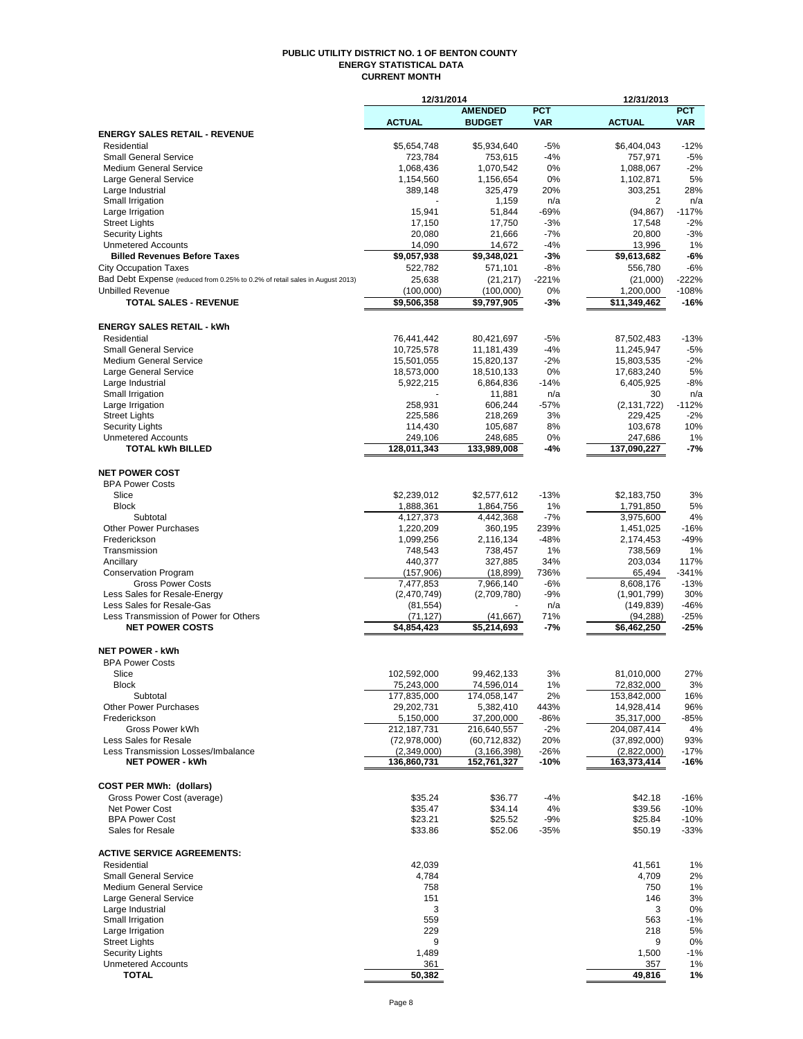# PUBLIC UTILITY DISTRICT NO. 1 OF BENTON COUNTY
## ENERGY STATISTICAL DATA
## CURRENT MONTH

| | 12/31/2014 | | | 12/31/2013 | |
|---|---|---|---|---|---|
| | **ACTUAL** | **AMENDED BUDGET** | **PCT VAR** | **ACTUAL** | **PCT VAR** |
| **ENERGY SALES RETAIL - REVENUE** | | | | | |
| Residential | $5,654,748 | $5,934,640 | -5% | $6,404,043 | -12% |
| Small General Service | 723,784 | 753,615 | -4% | 757,971 | -5% |
| Medium General Service | 1,068,436 | 1,070,542 | 0% | 1,088,067 | -2% |
| Large General Service | 1,154,560 | 1,156,654 | 0% | 1,102,871 | 5% |
| Large Industrial | 389,148 | 325,479 | 20% | 303,251 | 28% |
| Small Irrigation | - | 1,159 | n/a | 2 | n/a |
| Large Irrigation | 15,941 | 51,844 | -69% | (94,867) | -117% |
| Street Lights | 17,150 | 17,750 | -3% | 17,548 | -2% |
| Security Lights | 20,080 | 21,666 | -7% | 20,800 | -3% |
| Unmetered Accounts | 14,090 | 14,672 | -4% | 13,996 | 1% |
| **Billed Revenues Before Taxes** | **$9,057,938** | **$9,348,021** | **-3%** | **$9,613,682** | **-6%** |
| City Occupation Taxes | 522,782 | 571,101 | -8% | 556,780 | -6% |
| Bad Debt Expense (reduced from 0.25% to 0.2% of retail sales in August 2013) | 25,638 | (21,217) | -221% | (21,000) | -222% |
| Unbilled Revenue | (100,000) | (100,000) | 0% | 1,200,000 | -108% |
| **TOTAL SALES - REVENUE** | **$9,506,358** | **$9,797,905** | **-3%** | **$11,349,462** | **-16%** |
| **ENERGY SALES RETAIL - kWh** | | | | | |
| Residential | 76,441,442 | 80,421,697 | -5% | 87,502,483 | -13% |
| Small General Service | 10,725,578 | 11,181,439 | -4% | 11,245,947 | -5% |
| Medium General Service | 15,501,055 | 15,820,137 | -2% | 15,803,535 | -2% |
| Large General Service | 18,573,000 | 18,510,133 | 0% | 17,683,240 | 5% |
| Large Industrial | 5,922,215 | 6,864,836 | -14% | 6,405,925 | -8% |
| Small Irrigation | - | 11,881 | n/a | 30 | n/a |
| Large Irrigation | 258,931 | 606,244 | -57% | (2,131,722) | -112% |
| Street Lights | 225,586 | 218,269 | 3% | 229,425 | -2% |
| Security Lights | 114,430 | 105,687 | 8% | 103,678 | 10% |
| Unmetered Accounts | 249,106 | 248,685 | 0% | 247,686 | 1% |
| **TOTAL kWh BILLED** | **128,011,343** | **133,989,008** | **-4%** | **137,090,227** | **-7%** |
| **NET POWER COST** | | | | | |
| BPA Power Costs | | | | | |
| Slice | $2,239,012 | $2,577,612 | -13% | $2,183,750 | 3% |
| Block | 1,888,361 | 1,864,756 | 1% | 1,791,850 | 5% |
| Subtotal | 4,127,373 | 4,442,368 | -7% | 3,975,600 | 4% |
| Other Power Purchases | 1,220,209 | 360,195 | 239% | 1,451,025 | -16% |
| Frederickson | 1,099,256 | 2,116,134 | -48% | 2,174,453 | -49% |
| Transmission | 748,543 | 738,457 | 1% | 738,569 | 1% |
| Ancillary | 440,377 | 327,885 | 34% | 203,034 | 117% |
| Conservation Program | (157,906) | (18,899) | 736% | 65,494 | -341% |
| Gross Power Costs | 7,477,853 | 7,966,140 | -6% | 8,608,176 | -13% |
| Less Sales for Resale-Energy | (2,470,749) | (2,709,780) | -9% | (1,901,799) | 30% |
| Less Sales for Resale-Gas | (81,554) | - | n/a | (149,839) | -46% |
| Less Transmission of Power for Others | (71,127) | (41,667) | 71% | (94,288) | -25% |
| **NET POWER COSTS** | **$4,854,423** | **$5,214,693** | **-7%** | **$6,462,250** | **-25%** |
| **NET POWER - kWh** | | | | | |
| BPA Power Costs | | | | | |
| Slice | 102,592,000 | 99,462,133 | 3% | 81,010,000 | 27% |
| Block | 75,243,000 | 74,596,014 | 1% | 72,832,000 | 3% |
| Subtotal | 177,835,000 | 174,058,147 | 2% | 153,842,000 | 16% |
| Other Power Purchases | 29,202,731 | 5,382,410 | 443% | 14,928,414 | 96% |
| Frederickson | 5,150,000 | 37,200,000 | -86% | 35,317,000 | -85% |
| Gross Power kWh | 212,187,731 | 216,640,557 | -2% | 204,087,414 | 4% |
| Less Sales for Resale | (72,978,000) | (60,712,832) | 20% | (37,892,000) | 93% |
| Less Transmission Losses/Imbalance | (2,349,000) | (3,166,398) | -26% | (2,822,000) | -17% |
| **NET POWER - kWh** | **136,860,731** | **152,761,327** | **-10%** | **163,373,414** | **-16%** |
| **COST PER MWh: (dollars)** | | | | | |
| Gross Power Cost (average) | $35.24 | $36.77 | -4% | $42.18 | -16% |
| Net Power Cost | $35.47 | $34.14 | 4% | $39.56 | -10% |
| BPA Power Cost | $23.21 | $25.52 | -9% | $25.84 | -10% |
| Sales for Resale | $33.86 | $52.06 | -35% | $50.19 | -33% |
| **ACTIVE SERVICE AGREEMENTS:** | | | | | |
| Residential | 42,039 | | | 41,561 | 1% |
| Small General Service | 4,784 | | | 4,709 | 2% |
| Medium General Service | 758 | | | 750 | 1% |
| Large General Service | 151 | | | 146 | 3% |
| Large Industrial | 3 | | | 3 | 0% |
| Small Irrigation | 559 | | | 563 | -1% |
| Large Irrigation | 229 | | | 218 | 5% |
| Street Lights | 9 | | | 9 | 0% |
| Security Lights | 1,489 | | | 1,500 | -1% |
| Unmetered Accounts | 361 | | | 357 | 1% |
| **TOTAL** | **50,382** | | | **49,816** | **1%** |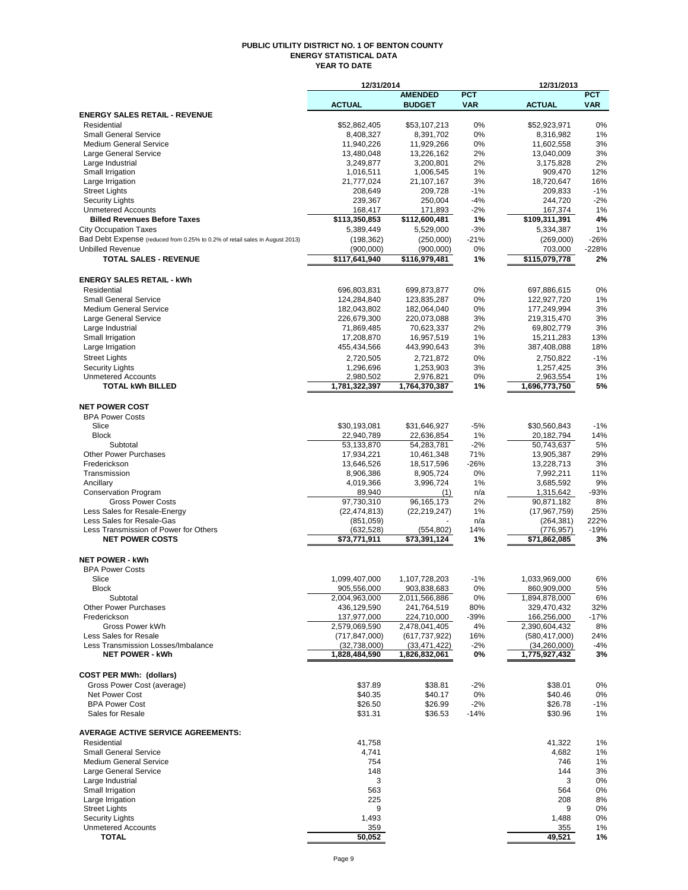# PUBLIC UTILITY DISTRICT NO. 1 OF BENTON COUNTY
## ENERGY STATISTICAL DATA
### YEAR TO DATE

| | 12/31/2014 | | | 12/31/2013 | |
|---|---|---|---|---|---|
| | **ACTUAL** | **AMENDED BUDGET** | **PCT VAR** | **ACTUAL** | **PCT VAR** |
| **ENERGY SALES RETAIL - REVENUE** | | | | | |
| Residential | $52,862,405 | $53,107,213 | 0% | $52,923,971 | 0% |
| Small General Service | 8,408,327 | 8,391,702 | 0% | 8,316,982 | 1% |
| Medium General Service | 11,940,226 | 11,929,266 | 0% | 11,602,558 | 3% |
| Large General Service | 13,480,048 | 13,226,162 | 2% | 13,040,009 | 3% |
| Large Industrial | 3,249,877 | 3,200,801 | 2% | 3,175,828 | 2% |
| Small Irrigation | 1,016,511 | 1,006,545 | 1% | 909,470 | 12% |
| Large Irrigation | 21,777,024 | 21,107,167 | 3% | 18,720,647 | 16% |
| Street Lights | 208,649 | 209,728 | -1% | 209,833 | -1% |
| Security Lights | 239,367 | 250,004 | -4% | 244,720 | -2% |
| Unmetered Accounts | 168,417 | 171,893 | -2% | 167,374 | 1% |
| **Billed Revenues Before Taxes** | **$113,350,853** | **$112,600,481** | **1%** | **$109,311,391** | **4%** |
| City Occupation Taxes | 5,389,449 | 5,529,000 | -3% | 5,334,387 | 1% |
| Bad Debt Expense (reduced from 0.25% to 0.2% of retail sales in August 2013) | (198,362) | (250,000) | -21% | (269,000) | -26% |
| Unbilled Revenue | (900,000) | (900,000) | 0% | 703,000 | -228% |
| **TOTAL SALES - REVENUE** | **$117,641,940** | **$116,979,481** | **1%** | **$115,079,778** | **2%** |
| | | | | | |
| **ENERGY SALES RETAIL - kWh** | | | | | |
| Residential | 696,803,831 | 699,873,877 | 0% | 697,886,615 | 0% |
| Small General Service | 124,284,840 | 123,835,287 | 0% | 122,927,720 | 1% |
| Medium General Service | 182,043,802 | 182,064,040 | 0% | 177,249,994 | 3% |
| Large General Service | 226,679,300 | 220,073,088 | 3% | 219,315,470 | 3% |
| Large Industrial | 71,869,485 | 70,623,337 | 2% | 69,802,779 | 3% |
| Small Irrigation | 17,208,870 | 16,957,519 | 1% | 15,211,283 | 13% |
| Large Irrigation | 455,434,566 | 443,990,643 | 3% | 387,408,088 | 18% |
| Street Lights | 2,720,505 | 2,721,872 | 0% | 2,750,822 | -1% |
| Security Lights | 1,296,696 | 1,253,903 | 3% | 1,257,425 | 3% |
| Unmetered Accounts | 2,980,502 | 2,976,821 | 0% | 2,963,554 | 1% |
| **TOTAL kWh BILLED** | **1,781,322,397** | **1,764,370,387** | **1%** | **1,696,773,750** | **5%** |
| | | | | | |
| **NET POWER COST** | | | | | |
| BPA Power Costs | | | | | |
| Slice | $30,193,081 | $31,646,927 | -5% | $30,560,843 | -1% |
| Block | 22,940,789 | 22,636,854 | 1% | 20,182,794 | 14% |
| Subtotal | 53,133,870 | 54,283,781 | -2% | 50,743,637 | 5% |
| Other Power Purchases | 17,934,221 | 10,461,348 | 71% | 13,905,387 | 29% |
| Frederickson | 13,646,526 | 18,517,596 | -26% | 13,228,713 | 3% |
| Transmission | 8,906,386 | 8,905,724 | 0% | 7,992,211 | 11% |
| Ancillary | 4,019,366 | 3,996,724 | 1% | 3,685,592 | 9% |
| Conservation Program | 89,940 | (1) | n/a | 1,315,642 | -93% |
| Gross Power Costs | 97,730,310 | 96,165,173 | 2% | 90,871,182 | 8% |
| Less Sales for Resale-Energy | (22,474,813) | (22,219,247) | 1% | (17,967,759) | 25% |
| Less Sales for Resale-Gas | (851,059) | - | n/a | (264,381) | 222% |
| Less Transmission of Power for Others | (632,528) | (554,802) | 14% | (776,957) | -19% |
| **NET POWER COSTS** | **$73,771,911** | **$73,391,124** | **1%** | **$71,862,085** | **3%** |
| | | | | | |
| **NET POWER - kWh** | | | | | |
| BPA Power Costs | | | | | |
| Slice | 1,099,407,000 | 1,107,728,203 | -1% | 1,033,969,000 | 6% |
| Block | 905,556,000 | 903,838,683 | 0% | 860,909,000 | 5% |
| Subtotal | 2,004,963,000 | 2,011,566,886 | 0% | 1,894,878,000 | 6% |
| Other Power Purchases | 436,129,590 | 241,764,519 | 80% | 329,470,432 | 32% |
| Frederickson | 137,977,000 | 224,710,000 | -39% | 166,256,000 | -17% |
| Gross Power kWh | 2,579,069,590 | 2,478,041,405 | 4% | 2,390,604,432 | 8% |
| Less Sales for Resale | (717,847,000) | (617,737,922) | 16% | (580,417,000) | 24% |
| Less Transmission Losses/Imbalance | (32,738,000) | (33,471,422) | -2% | (34,260,000) | -4% |
| **NET POWER - kWh** | **1,828,484,590** | **1,826,832,061** | **0%** | **1,775,927,432** | **3%** |
| | | | | | |
| **COST PER MWh: (dollars)** | | | | | |
| Gross Power Cost (average) | $37.89 | $38.81 | -2% | $38.01 | 0% |
| Net Power Cost | $40.35 | $40.17 | 0% | $40.46 | 0% |
| BPA Power Cost | $26.50 | $26.99 | -2% | $26.78 | -1% |
| Sales for Resale | $31.31 | $36.53 | -14% | $30.96 | 1% |
| | | | | | |
| **AVERAGE ACTIVE SERVICE AGREEMENTS:** | | | | | |
| Residential | 41,758 | | | 41,322 | 1% |
| Small General Service | 4,741 | | | 4,682 | 1% |
| Medium General Service | 754 | | | 746 | 1% |
| Large General Service | 148 | | | 144 | 3% |
| Large Industrial | 3 | | | 3 | 0% |
| Small Irrigation | 563 | | | 564 | 0% |
| Large Irrigation | 225 | | | 208 | 8% |
| Street Lights | 9 | | | 9 | 0% |
| Security Lights | 1,493 | | | 1,488 | 0% |
| Unmetered Accounts | 359 | | | 355 | 1% |
| **TOTAL** | **50,052** | | | **49,521** | **1%** |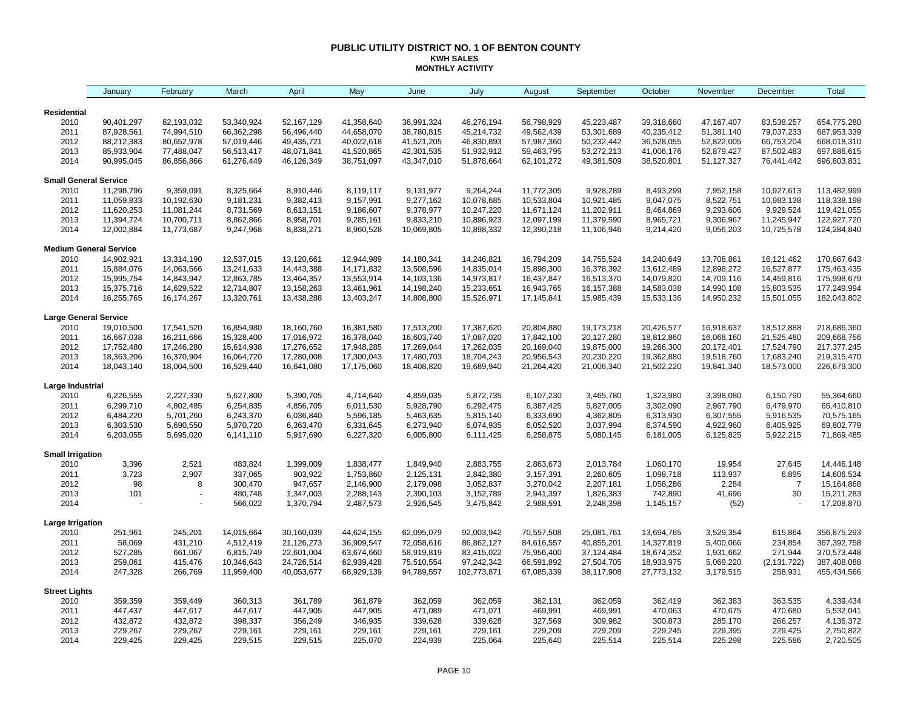# PUBLIC UTILITY DISTRICT NO. 1 OF BENTON COUNTY

## KWH SALES

## MONTHLY ACTIVITY

| | January | February | March | April | May | June | July | August | September | October | November | December | Total |
|---|---|---|---|---|---|---|---|---|---|---|---|---|---|
| **Residential** | | | | | | | | | | | | | |
| 2010 | 90,401,297 | 62,193,032 | 53,340,924 | 52,167,129 | 41,358,640 | 36,991,324 | 46,276,194 | 56,798,929 | 45,223,487 | 39,318,660 | 47,167,407 | 83,538,257 | 654,775,280 |
| 2011 | 87,928,561 | 74,994,510 | 66,362,298 | 56,496,440 | 44,658,070 | 38,780,815 | 45,214,732 | 49,562,439 | 53,301,689 | 40,235,412 | 51,381,140 | 79,037,233 | 687,953,339 |
| 2012 | 88,212,383 | 80,652,978 | 57,019,446 | 49,435,721 | 40,022,618 | 41,521,205 | 46,830,893 | 57,987,360 | 50,232,442 | 36,528,055 | 52,822,005 | 66,753,204 | 668,018,310 |
| 2013 | 85,933,904 | 77,488,047 | 56,513,417 | 48,071,841 | 41,520,865 | 42,301,535 | 51,932,912 | 59,463,795 | 53,272,213 | 41,006,176 | 52,879,427 | 87,502,483 | 697,886,615 |
| 2014 | 90,995,045 | 86,856,866 | 61,276,449 | 46,126,349 | 38,751,097 | 43,347,010 | 51,878,664 | 62,101,272 | 49,381,509 | 38,520,801 | 51,127,327 | 76,441,442 | 696,803,831 |
| **Small General Service** | | | | | | | | | | | | | |
| 2010 | 11,298,796 | 9,359,091 | 8,325,664 | 8,910,446 | 8,119,117 | 9,131,977 | 9,264,244 | 11,772,305 | 9,928,289 | 8,493,299 | 7,952,158 | 10,927,613 | 113,482,999 |
| 2011 | 11,059,833 | 10,192,630 | 9,181,231 | 9,382,413 | 9,157,991 | 9,277,162 | 10,078,685 | 10,533,804 | 10,921,485 | 9,047,075 | 8,522,751 | 10,983,138 | 118,338,198 |
| 2012 | 11,620,253 | 11,081,244 | 8,731,569 | 8,613,151 | 9,186,607 | 9,378,977 | 10,247,220 | 11,671,124 | 11,202,911 | 8,464,869 | 9,293,606 | 9,929,524 | 119,421,055 |
| 2013 | 11,394,724 | 10,700,711 | 8,862,866 | 8,958,701 | 9,285,161 | 9,833,210 | 10,896,923 | 12,097,199 | 11,379,590 | 8,965,721 | 9,306,967 | 11,245,947 | 122,927,720 |
| 2014 | 12,002,884 | 11,773,687 | 9,247,968 | 8,838,271 | 8,960,528 | 10,069,805 | 10,898,332 | 12,390,218 | 11,106,946 | 9,214,420 | 9,056,203 | 10,725,578 | 124,284,840 |
| **Medium General Service** | | | | | | | | | | | | | |
| 2010 | 14,902,921 | 13,314,190 | 12,537,015 | 13,120,661 | 12,944,989 | 14,180,341 | 14,246,821 | 16,794,209 | 14,755,524 | 14,240,649 | 13,708,861 | 16,121,462 | 170,867,643 |
| 2011 | 15,884,076 | 14,063,566 | 13,241,633 | 14,443,388 | 14,171,832 | 13,508,596 | 14,835,014 | 15,898,300 | 16,378,392 | 13,612,489 | 12,898,272 | 16,527,877 | 175,463,435 |
| 2012 | 15,995,754 | 14,843,947 | 12,863,785 | 13,464,357 | 13,553,914 | 14,103,136 | 14,973,817 | 16,437,847 | 16,513,370 | 14,079,820 | 14,709,116 | 14,459,816 | 175,998,679 |
| 2013 | 15,375,716 | 14,629,522 | 12,714,807 | 13,158,263 | 13,461,961 | 14,198,240 | 15,233,651 | 16,943,765 | 16,157,388 | 14,583,038 | 14,990,108 | 15,803,535 | 177,249,994 |
| 2014 | 16,255,765 | 16,174,267 | 13,320,761 | 13,438,288 | 13,403,247 | 14,808,800 | 15,526,971 | 17,145,841 | 15,985,439 | 15,533,136 | 14,950,232 | 15,501,055 | 182,043,802 |
| **Large General Service** | | | | | | | | | | | | | |
| 2010 | 19,010,500 | 17,541,520 | 16,854,980 | 18,160,760 | 16,381,580 | 17,513,200 | 17,387,620 | 20,804,880 | 19,173,218 | 20,426,577 | 16,918,637 | 18,512,888 | 218,686,360 |
| 2011 | 16,667,038 | 16,211,666 | 15,328,400 | 17,016,972 | 16,378,040 | 16,603,740 | 17,087,020 | 17,842,100 | 20,127,280 | 18,812,860 | 16,068,160 | 21,525,480 | 209,668,756 |
| 2012 | 17,752,480 | 17,246,280 | 15,614,938 | 17,276,652 | 17,948,285 | 17,269,044 | 17,262,035 | 20,169,040 | 19,875,000 | 19,266,300 | 20,172,401 | 17,524,790 | 217,377,245 |
| 2013 | 18,363,206 | 16,370,904 | 16,064,720 | 17,280,008 | 17,300,043 | 17,480,703 | 18,704,243 | 20,956,543 | 20,230,220 | 19,362,880 | 19,518,760 | 17,683,240 | 219,315,470 |
| 2014 | 18,043,140 | 18,004,500 | 16,529,440 | 16,641,080 | 17,175,060 | 18,408,820 | 19,689,940 | 21,264,420 | 21,006,340 | 21,502,220 | 19,841,340 | 18,573,000 | 226,679,300 |
| **Large Industrial** | | | | | | | | | | | | | |
| 2010 | 6,226,555 | 2,227,330 | 5,627,800 | 5,390,705 | 4,714,640 | 4,859,035 | 5,872,735 | 6,107,230 | 3,465,780 | 1,323,980 | 3,398,080 | 6,150,790 | 55,364,660 |
| 2011 | 6,299,710 | 4,802,485 | 6,254,835 | 4,856,705 | 6,011,530 | 5,928,790 | 6,292,475 | 6,387,425 | 5,827,005 | 3,302,090 | 2,967,790 | 6,479,970 | 65,410,810 |
| 2012 | 6,484,220 | 5,701,260 | 6,243,370 | 6,036,840 | 5,596,185 | 5,463,635 | 5,815,140 | 6,333,690 | 4,362,805 | 6,313,930 | 6,307,555 | 5,916,535 | 70,575,165 |
| 2013 | 6,303,530 | 5,690,550 | 5,970,720 | 6,363,470 | 6,331,645 | 6,273,940 | 6,074,935 | 6,052,520 | 3,037,994 | 6,374,590 | 4,922,960 | 6,405,925 | 69,802,779 |
| 2014 | 6,203,055 | 5,695,020 | 6,141,110 | 5,917,690 | 6,227,320 | 6,005,800 | 6,111,425 | 6,258,875 | 5,080,145 | 6,181,005 | 6,125,825 | 5,922,215 | 71,869,485 |
| **Small Irrigation** | | | | | | | | | | | | | |
| 2010 | 3,396 | 2,521 | 483,824 | 1,399,009 | 1,838,477 | 1,849,940 | 2,883,755 | 2,863,673 | 2,013,784 | 1,060,170 | 19,954 | 27,645 | 14,446,148 |
| 2011 | 3,723 | 2,907 | 337,065 | 903,922 | 1,753,860 | 2,125,131 | 2,842,380 | 3,157,391 | 2,260,605 | 1,098,718 | 113,937 | 6,895 | 14,606,534 |
| 2012 | 98 | 8 | 300,470 | 947,657 | 2,146,900 | 2,179,098 | 3,052,837 | 3,270,042 | 2,207,181 | 1,058,286 | 2,284 | 7 | 15,164,868 |
| 2013 | 101 | - | 480,748 | 1,347,003 | 2,288,143 | 2,390,103 | 3,152,789 | 2,941,397 | 1,826,383 | 742,890 | 41,696 | 30 | 15,211,283 |
| 2014 | - | - | 566,022 | 1,370,794 | 2,487,573 | 2,926,545 | 3,475,842 | 2,988,591 | 2,248,398 | 1,145,157 | (52) | - | 17,208,870 |
| **Large Irrigation** | | | | | | | | | | | | | |
| 2010 | 251,961 | 245,201 | 14,015,664 | 30,160,039 | 44,624,155 | 62,095,079 | 92,003,942 | 70,557,508 | 25,081,761 | 13,694,765 | 3,529,354 | 615,864 | 356,875,293 |
| 2011 | 58,069 | 431,210 | 4,512,419 | 21,126,273 | 36,909,547 | 72,058,616 | 86,862,127 | 84,616,557 | 40,855,201 | 14,327,819 | 5,400,066 | 234,854 | 367,392,758 |
| 2012 | 527,285 | 661,067 | 6,815,749 | 22,601,004 | 63,674,660 | 58,919,819 | 83,415,022 | 75,956,400 | 37,124,484 | 18,674,352 | 1,931,662 | 271,944 | 370,573,448 |
| 2013 | 259,061 | 415,476 | 10,346,643 | 24,726,514 | 62,939,428 | 75,510,554 | 97,242,342 | 66,591,892 | 27,504,705 | 18,933,975 | 5,069,220 | (2,131,722) | 387,408,088 |
| 2014 | 247,328 | 266,769 | 11,959,400 | 40,053,677 | 68,929,139 | 94,789,557 | 102,773,871 | 67,085,339 | 38,117,908 | 27,773,132 | 3,179,515 | 258,931 | 455,434,566 |
| **Street Lights** | | | | | | | | | | | | | |
| 2010 | 359,359 | 359,449 | 360,313 | 361,789 | 361,879 | 362,059 | 362,059 | 362,131 | 362,059 | 362,419 | 362,383 | 363,535 | 4,339,434 |
| 2011 | 447,437 | 447,617 | 447,617 | 447,905 | 447,905 | 471,089 | 471,071 | 469,991 | 469,991 | 470,063 | 470,675 | 470,680 | 5,532,041 |
| 2012 | 432,872 | 432,872 | 398,337 | 356,249 | 346,935 | 339,628 | 339,628 | 327,569 | 309,982 | 300,873 | 285,170 | 266,257 | 4,136,372 |
| 2013 | 229,267 | 229,267 | 229,161 | 229,161 | 229,161 | 229,161 | 229,161 | 229,209 | 229,209 | 229,245 | 229,395 | 229,425 | 2,750,822 |
| 2014 | 229,425 | 229,425 | 229,515 | 229,515 | 225,070 | 224,939 | 225,064 | 225,640 | 225,514 | 225,514 | 225,298 | 225,586 | 2,720,505 |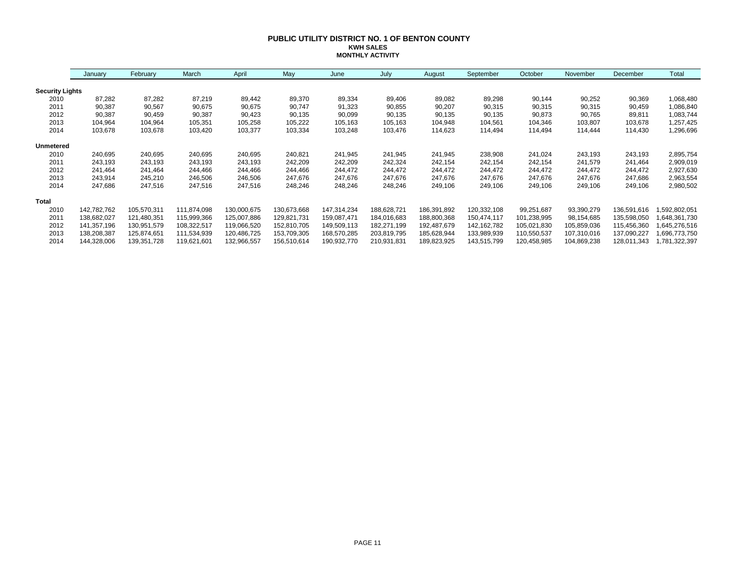# PUBLIC UTILITY DISTRICT NO. 1 OF BENTON COUNTY

## KWH SALES

### MONTHLY ACTIVITY

| | January | February | March | April | May | June | July | August | September | October | November | December | Total |
|---|---|---|---|---|---|---|---|---|---|---|---|---|---|
| **Security Lights** | | | | | | | | | | | | | |
| 2010 | 87,282 | 87,282 | 87,219 | 89,442 | 89,370 | 89,334 | 89,406 | 89,082 | 89,298 | 90,144 | 90,252 | 90,369 | 1,068,480 |
| 2011 | 90,387 | 90,567 | 90,675 | 90,675 | 90,747 | 91,323 | 90,855 | 90,207 | 90,315 | 90,315 | 90,315 | 90,459 | 1,086,840 |
| 2012 | 90,387 | 90,459 | 90,387 | 90,423 | 90,135 | 90,099 | 90,135 | 90,135 | 90,135 | 90,873 | 90,765 | 89,811 | 1,083,744 |
| 2013 | 104,964 | 104,964 | 105,351 | 105,258 | 105,222 | 105,163 | 105,163 | 104,948 | 104,561 | 104,346 | 103,807 | 103,678 | 1,257,425 |
| 2014 | 103,678 | 103,678 | 103,420 | 103,377 | 103,334 | 103,248 | 103,476 | 114,623 | 114,494 | 114,494 | 114,444 | 114,430 | 1,296,696 |
| **Unmetered** | | | | | | | | | | | | | |
| 2010 | 240,695 | 240,695 | 240,695 | 240,695 | 240,821 | 241,945 | 241,945 | 241,945 | 238,908 | 241,024 | 243,193 | 243,193 | 2,895,754 |
| 2011 | 243,193 | 243,193 | 243,193 | 243,193 | 242,209 | 242,209 | 242,324 | 242,154 | 242,154 | 242,154 | 241,579 | 241,464 | 2,909,019 |
| 2012 | 241,464 | 241,464 | 244,466 | 244,466 | 244,466 | 244,472 | 244,472 | 244,472 | 244,472 | 244,472 | 244,472 | 244,472 | 2,927,630 |
| 2013 | 243,914 | 245,210 | 246,506 | 246,506 | 247,676 | 247,676 | 247,676 | 247,676 | 247,676 | 247,676 | 247,676 | 247,686 | 2,963,554 |
| 2014 | 247,686 | 247,516 | 247,516 | 247,516 | 248,246 | 248,246 | 248,246 | 249,106 | 249,106 | 249,106 | 249,106 | 249,106 | 2,980,502 |
| **Total** | | | | | | | | | | | | | |
| 2010 | 142,782,762 | 105,570,311 | 111,874,098 | 130,000,675 | 130,673,668 | 147,314,234 | 188,628,721 | 186,391,892 | 120,332,108 | 99,251,687 | 93,390,279 | 136,591,616 | 1,592,802,051 |
| 2011 | 138,682,027 | 121,480,351 | 115,999,366 | 125,007,886 | 129,821,731 | 159,087,471 | 184,016,683 | 188,800,368 | 150,474,117 | 101,238,995 | 98,154,685 | 135,598,050 | 1,648,361,730 |
| 2012 | 141,357,196 | 130,951,579 | 108,322,517 | 119,066,520 | 152,810,705 | 149,509,113 | 182,271,199 | 192,487,679 | 142,162,782 | 105,021,830 | 105,859,036 | 115,456,360 | 1,645,276,516 |
| 2013 | 138,208,387 | 125,874,651 | 111,534,939 | 120,486,725 | 153,709,305 | 168,570,285 | 203,819,795 | 185,628,944 | 133,989,939 | 110,550,537 | 107,310,016 | 137,090,227 | 1,696,773,750 |
| 2014 | 144,328,006 | 139,351,728 | 119,621,601 | 132,966,557 | 156,510,614 | 190,932,770 | 210,931,831 | 189,823,925 | 143,515,799 | 120,458,985 | 104,869,238 | 128,011,343 | 1,781,322,397 |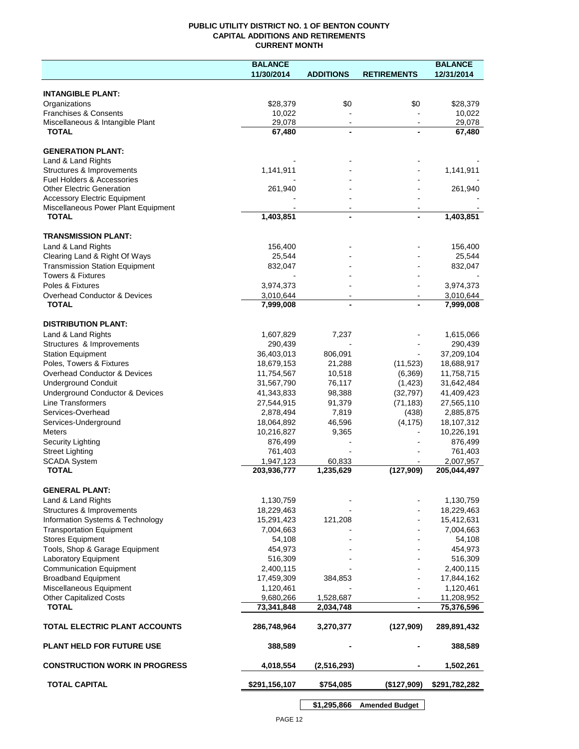# PUBLIC UTILITY DISTRICT NO. 1 OF BENTON COUNTY
## CAPITAL ADDITIONS AND RETIREMENTS
### CURRENT MONTH

| | BALANCE 11/30/2014 | ADDITIONS | RETIREMENTS | BALANCE 12/31/2014 |
|---|---|---|---|---|
| **INTANGIBLE PLANT:** | | | | |
| Organizations | $28,379 | $0 | $0 | $28,379 |
| Franchises & Consents | 10,022 | - | - | 10,022 |
| Miscellaneous & Intangible Plant | 29,078 | - | - | 29,078 |
| **TOTAL** | **67,480** | **-** | **-** | **67,480** |
| **GENERATION PLANT:** | | | | |
| Land & Land Rights | - | - | - | - |
| Structures & Improvements | 1,141,911 | - | - | 1,141,911 |
| Fuel Holders & Accessories | - | - | - | - |
| Other Electric Generation | 261,940 | - | - | 261,940 |
| Accessory Electric Equipment | - | - | - | - |
| Miscellaneous Power Plant Equipment | - | - | - | - |
| **TOTAL** | **1,403,851** | **-** | **-** | **1,403,851** |
| **TRANSMISSION PLANT:** | | | | |
| Land & Land Rights | 156,400 | - | - | 156,400 |
| Clearing Land & Right Of Ways | 25,544 | - | - | 25,544 |
| Transmission Station Equipment | 832,047 | - | - | 832,047 |
| Towers & Fixtures | - | - | - | - |
| Poles & Fixtures | 3,974,373 | - | - | 3,974,373 |
| Overhead Conductor & Devices | 3,010,644 | - | - | 3,010,644 |
| **TOTAL** | **7,999,008** | **-** | **-** | **7,999,008** |
| **DISTRIBUTION PLANT:** | | | | |
| Land & Land Rights | 1,607,829 | 7,237 | - | 1,615,066 |
| Structures & Improvements | 290,439 | - | - | 290,439 |
| Station Equipment | 36,403,013 | 806,091 | - | 37,209,104 |
| Poles, Towers & Fixtures | 18,679,153 | 21,288 | (11,523) | 18,688,917 |
| Overhead Conductor & Devices | 11,754,567 | 10,518 | (6,369) | 11,758,715 |
| Underground Conduit | 31,567,790 | 76,117 | (1,423) | 31,642,484 |
| Underground Conductor & Devices | 41,343,833 | 98,388 | (32,797) | 41,409,423 |
| Line Transformers | 27,544,915 | 91,379 | (71,183) | 27,565,110 |
| Services-Overhead | 2,878,494 | 7,819 | (438) | 2,885,875 |
| Services-Underground | 18,064,892 | 46,596 | (4,175) | 18,107,312 |
| Meters | 10,216,827 | 9,365 | - | 10,226,191 |
| Security Lighting | 876,499 | - | - | 876,499 |
| Street Lighting | 761,403 | - | - | 761,403 |
| SCADA System | 1,947,123 | 60,833 | - | 2,007,957 |
| **TOTAL** | **203,936,777** | **1,235,629** | **(127,909)** | **205,044,497** |
| **GENERAL PLANT:** | | | | |
| Land & Land Rights | 1,130,759 | - | - | 1,130,759 |
| Structures & Improvements | 18,229,463 | - | - | 18,229,463 |
| Information Systems & Technology | 15,291,423 | 121,208 | - | 15,412,631 |
| Transportation Equipment | 7,004,663 | - | - | 7,004,663 |
| Stores Equipment | 54,108 | - | - | 54,108 |
| Tools, Shop & Garage Equipment | 454,973 | - | - | 454,973 |
| Laboratory Equipment | 516,309 | - | - | 516,309 |
| Communication Equipment | 2,400,115 | - | - | 2,400,115 |
| Broadband Equipment | 17,459,309 | 384,853 | - | 17,844,162 |
| Miscellaneous Equipment | 1,120,461 | - | - | 1,120,461 |
| Other Capitalized Costs | 9,680,266 | 1,528,687 | - | 11,208,952 |
| **TOTAL** | **73,341,848** | **2,034,748** | **-** | **75,376,596** |
| **TOTAL ELECTRIC PLANT ACCOUNTS** | **286,748,964** | **3,270,377** | **(127,909)** | **289,891,432** |
| **PLANT HELD FOR FUTURE USE** | **388,589** | **-** | **-** | **388,589** |
| **CONSTRUCTION WORK IN PROGRESS** | **4,018,554** | **(2,516,293)** | **-** | **1,502,261** |
| **TOTAL CAPITAL** | **$291,156,107** | **$754,085** | **($127,909)** | **$291,782,282** |
| | | **$1,295,866** | **Amended Budget** | |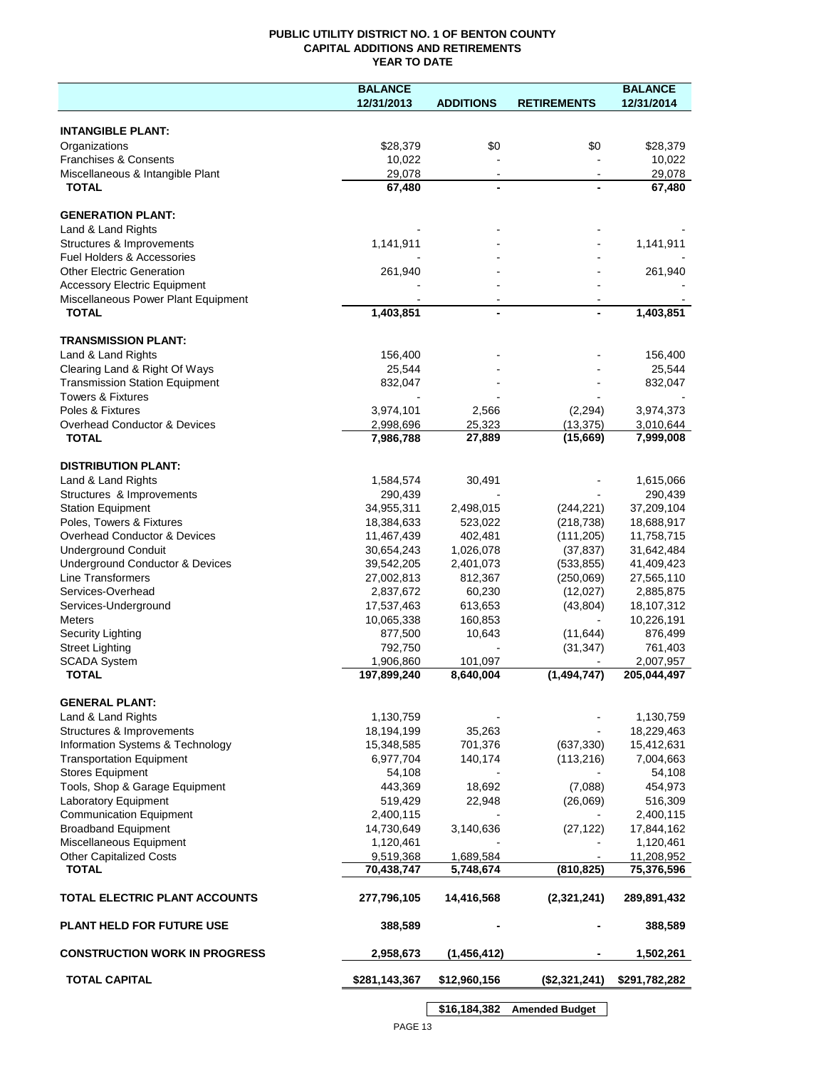# PUBLIC UTILITY DISTRICT NO. 1 OF BENTON COUNTY
## CAPITAL ADDITIONS AND RETIREMENTS
### YEAR TO DATE

| | BALANCE 12/31/2013 | ADDITIONS | RETIREMENTS | BALANCE 12/31/2014 |
|---|---|---|---|---|
| **INTANGIBLE PLANT:** | | | | |
| Organizations | $28,379 | $0 | $0 | $28,379 |
| Franchises & Consents | 10,022 | - | - | 10,022 |
| Miscellaneous & Intangible Plant | 29,078 | - | - | 29,078 |
| **TOTAL** | **67,480** | **-** | **-** | **67,480** |
| **GENERATION PLANT:** | | | | |
| Land & Land Rights | - | - | - | - |
| Structures & Improvements | 1,141,911 | - | - | 1,141,911 |
| Fuel Holders & Accessories | - | - | - | - |
| Other Electric Generation | 261,940 | - | - | 261,940 |
| Accessory Electric Equipment | - | - | - | - |
| Miscellaneous Power Plant Equipment | - | - | - | - |
| **TOTAL** | **1,403,851** | **-** | **-** | **1,403,851** |
| **TRANSMISSION PLANT:** | | | | |
| Land & Land Rights | 156,400 | - | - | 156,400 |
| Clearing Land & Right Of Ways | 25,544 | - | - | 25,544 |
| Transmission Station Equipment | 832,047 | - | - | 832,047 |
| Towers & Fixtures | - | - | - | - |
| Poles & Fixtures | 3,974,101 | 2,566 | (2,294) | 3,974,373 |
| Overhead Conductor & Devices | 2,998,696 | 25,323 | (13,375) | 3,010,644 |
| **TOTAL** | **7,986,788** | **27,889** | **(15,669)** | **7,999,008** |
| **DISTRIBUTION PLANT:** | | | | |
| Land & Land Rights | 1,584,574 | 30,491 | - | 1,615,066 |
| Structures & Improvements | 290,439 | - | - | 290,439 |
| Station Equipment | 34,955,311 | 2,498,015 | (244,221) | 37,209,104 |
| Poles, Towers & Fixtures | 18,384,633 | 523,022 | (218,738) | 18,688,917 |
| Overhead Conductor & Devices | 11,467,439 | 402,481 | (111,205) | 11,758,715 |
| Underground Conduit | 30,654,243 | 1,026,078 | (37,837) | 31,642,484 |
| Underground Conductor & Devices | 39,542,205 | 2,401,073 | (533,855) | 41,409,423 |
| Line Transformers | 27,002,813 | 812,367 | (250,069) | 27,565,110 |
| Services-Overhead | 2,837,672 | 60,230 | (12,027) | 2,885,875 |
| Services-Underground | 17,537,463 | 613,653 | (43,804) | 18,107,312 |
| Meters | 10,065,338 | 160,853 | - | 10,226,191 |
| Security Lighting | 877,500 | 10,643 | (11,644) | 876,499 |
| Street Lighting | 792,750 | - | (31,347) | 761,403 |
| SCADA System | 1,906,860 | 101,097 | - | 2,007,957 |
| **TOTAL** | **197,899,240** | **8,640,004** | **(1,494,747)** | **205,044,497** |
| **GENERAL PLANT:** | | | | |
| Land & Land Rights | 1,130,759 | - | - | 1,130,759 |
| Structures & Improvements | 18,194,199 | 35,263 | - | 18,229,463 |
| Information Systems & Technology | 15,348,585 | 701,376 | (637,330) | 15,412,631 |
| Transportation Equipment | 6,977,704 | 140,174 | (113,216) | 7,004,663 |
| Stores Equipment | 54,108 | - | - | 54,108 |
| Tools, Shop & Garage Equipment | 443,369 | 18,692 | (7,088) | 454,973 |
| Laboratory Equipment | 519,429 | 22,948 | (26,069) | 516,309 |
| Communication Equipment | 2,400,115 | - | - | 2,400,115 |
| Broadband Equipment | 14,730,649 | 3,140,636 | (27,122) | 17,844,162 |
| Miscellaneous Equipment | 1,120,461 | - | - | 1,120,461 |
| Other Capitalized Costs | 9,519,368 | 1,689,584 | - | 11,208,952 |
| **TOTAL** | **70,438,747** | **5,748,674** | **(810,825)** | **75,376,596** |
| **TOTAL ELECTRIC PLANT ACCOUNTS** | **277,796,105** | **14,416,568** | **(2,321,241)** | **289,891,432** |
| **PLANT HELD FOR FUTURE USE** | **388,589** | **-** | **-** | **388,589** |
| **CONSTRUCTION WORK IN PROGRESS** | **2,958,673** | **(1,456,412)** | **-** | **1,502,261** |
| **TOTAL CAPITAL** | **$281,143,367** | **$12,960,156** | **($2,321,241)** | **$291,782,282** |
| | | **$16,184,382** | **Amended Budget** | |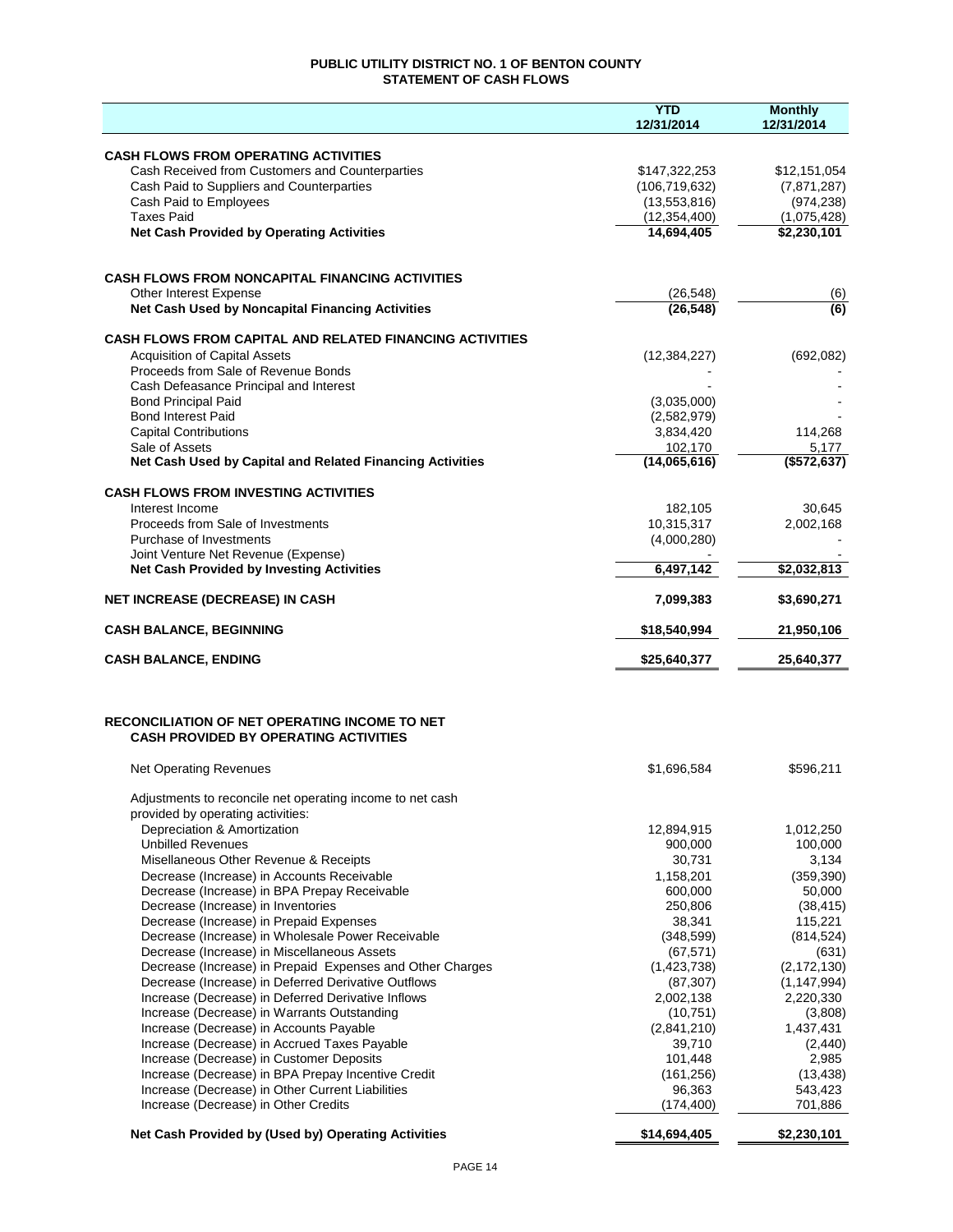# PUBLIC UTILITY DISTRICT NO. 1 OF BENTON COUNTY
## STATEMENT OF CASH FLOWS

| | YTD 12/31/2014 | Monthly 12/31/2014 |
|---|---|---|
| **CASH FLOWS FROM OPERATING ACTIVITIES** | | |
| Cash Received from Customers and Counterparties | $147,322,253 | $12,151,054 |
| Cash Paid to Suppliers and Counterparties | (106,719,632) | (7,871,287) |
| Cash Paid to Employees | (13,553,816) | (974,238) |
| Taxes Paid | (12,354,400) | (1,075,428) |
| **Net Cash Provided by Operating Activities** | **14,694,405** | **$2,230,101** |
| | | |
| **CASH FLOWS FROM NONCAPITAL FINANCING ACTIVITIES** | | |
| Other Interest Expense | (26,548) | (6) |
| **Net Cash Used by Noncapital Financing Activities** | **(26,548)** | **(6)** |
| | | |
| **CASH FLOWS FROM CAPITAL AND RELATED FINANCING ACTIVITIES** | | |
| Acquisition of Capital Assets | (12,384,227) | (692,082) |
| Proceeds from Sale of Revenue Bonds | - | - |
| Cash Defeasance Principal and Interest | - | - |
| Bond Principal Paid | (3,035,000) | - |
| Bond Interest Paid | (2,582,979) | - |
| Capital Contributions | 3,834,420 | 114,268 |
| Sale of Assets | 102,170 | 5,177 |
| **Net Cash Used by Capital and Related Financing Activities** | **(14,065,616)** | **($572,637)** |
| | | |
| **CASH FLOWS FROM INVESTING ACTIVITIES** | | |
| Interest Income | 182,105 | 30,645 |
| Proceeds from Sale of Investments | 10,315,317 | 2,002,168 |
| Purchase of Investments | (4,000,280) | - |
| Joint Venture Net Revenue (Expense) | - | - |
| **Net Cash Provided by Investing Activities** | **6,497,142** | **$2,032,813** |
| | | |
| **NET INCREASE (DECREASE) IN CASH** | **7,099,383** | **$3,690,271** |
| | | |
| **CASH BALANCE, BEGINNING** | **$18,540,994** | **21,950,106** |
| | | |
| **CASH BALANCE, ENDING** | **$25,640,377** | **25,640,377** |

## RECONCILIATION OF NET OPERATING INCOME TO NET CASH PROVIDED BY OPERATING ACTIVITIES

| | YTD 12/31/2014 | Monthly 12/31/2014 |
|---|---|---|
| Net Operating Revenues | $1,696,584 | $596,211 |
| Adjustments to reconcile net operating income to net cash provided by operating activities: | | |
| Depreciation & Amortization | 12,894,915 | 1,012,250 |
| Unbilled Revenues | 900,000 | 100,000 |
| Misellaneous Other Revenue & Receipts | 30,731 | 3,134 |
| Decrease (Increase) in Accounts Receivable | 1,158,201 | (359,390) |
| Decrease (Increase) in BPA Prepay Receivable | 600,000 | 50,000 |
| Decrease (Increase) in Inventories | 250,806 | (38,415) |
| Decrease (Increase) in Prepaid Expenses | 38,341 | 115,221 |
| Decrease (Increase) in Wholesale Power Receivable | (348,599) | (814,524) |
| Decrease (Increase) in Miscellaneous Assets | (67,571) | (631) |
| Decrease (Increase) in Prepaid Expenses and Other Charges | (1,423,738) | (2,172,130) |
| Decrease (Increase) in Deferred Derivative Outflows | (87,307) | (1,147,994) |
| Increase (Decrease) in Deferred Derivative Inflows | 2,002,138 | 2,220,330 |
| Increase (Decrease) in Warrants Outstanding | (10,751) | (3,808) |
| Increase (Decrease) in Accounts Payable | (2,841,210) | 1,437,431 |
| Increase (Decrease) in Accrued Taxes Payable | 39,710 | (2,440) |
| Increase (Decrease) in Customer Deposits | 101,448 | 2,985 |
| Increase (Decrease) in BPA Prepay Incentive Credit | (161,256) | (13,438) |
| Increase (Decrease) in Other Current Liabilities | 96,363 | 543,423 |
| Increase (Decrease) in Other Credits | (174,400) | 701,886 |
| **Net Cash Provided by (Used by) Operating Activities** | **$14,694,405** | **$2,230,101** |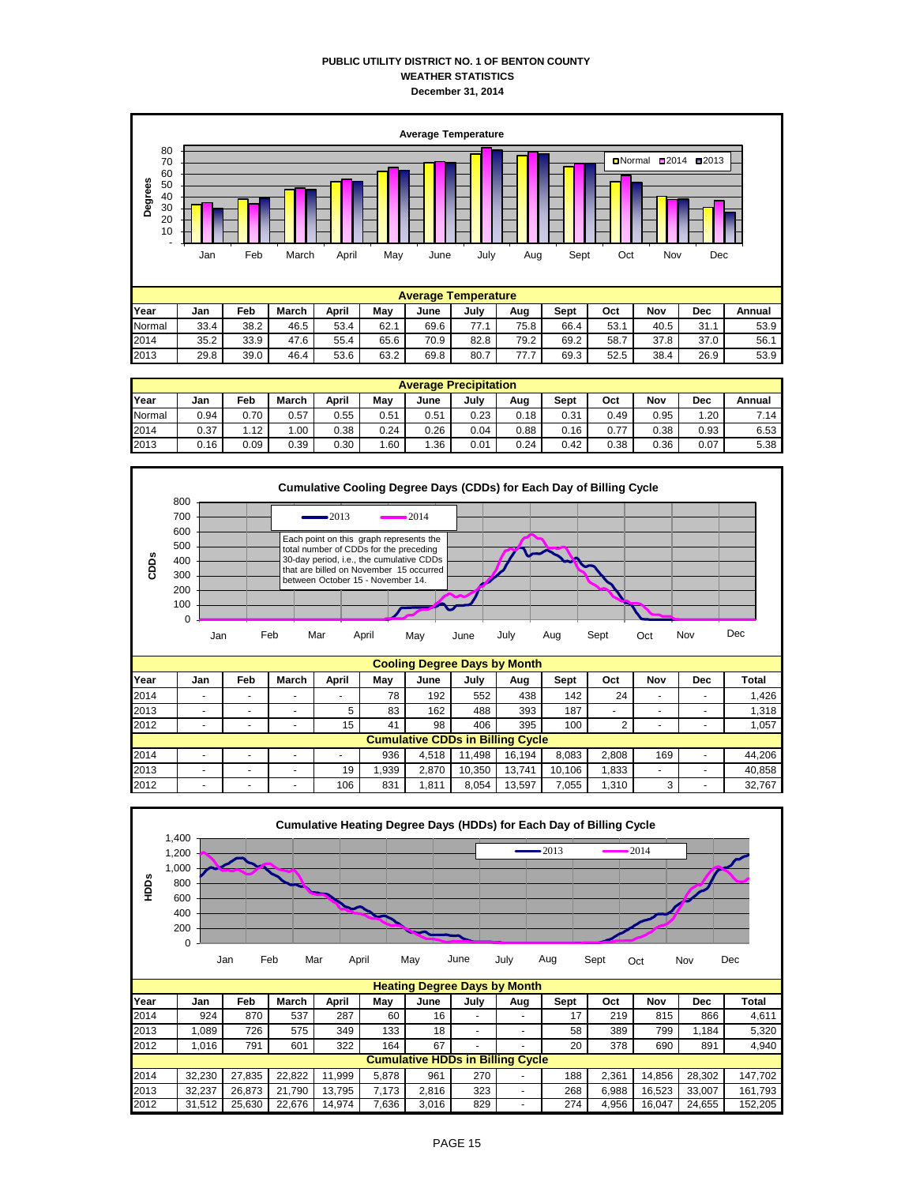**PUBLIC UTILITY DISTRICT NO. 1 OF BENTON COUNTY**
**WEATHER STATISTICS**
**December 31, 2014**

**Average Temperature**

| Year | Jan | Feb | March | April | May | June | July | Aug | Sept | Oct | Nov | Dec | Annual |
|---|---|---|---|---|---|---|---|---|---|---|---|---|---|
| Normal | 33.4 | 38.2 | 46.5 | 53.4 | 62.1 | 69.6 | 77.1 | 75.8 | 66.4 | 53.1 | 40.5 | 31.1 | 53.9 |
| 2014 | 35.2 | 33.9 | 47.6 | 55.4 | 65.6 | 70.9 | 82.8 | 79.2 | 69.2 | 58.7 | 37.8 | 37.0 | 56.1 |
| 2013 | 29.8 | 39.0 | 46.4 | 53.6 | 63.2 | 69.8 | 80.7 | 77.7 | 69.3 | 52.5 | 38.4 | 26.9 | 53.9 |

**Average Precipitation**

| Year | Jan | Feb | March | April | May | June | July | Aug | Sept | Oct | Nov | Dec | Annual |
|---|---|---|---|---|---|---|---|---|---|---|---|---|---|
| Normal | 0.94 | 0.70 | 0.57 | 0.55 | 0.51 | 0.51 | 0.23 | 0.18 | 0.31 | 0.49 | 0.95 | 1.20 | 7.14 |
| 2014 | 0.37 | 1.12 | 1.00 | 0.38 | 0.24 | 0.26 | 0.04 | 0.88 | 0.16 | 0.77 | 0.38 | 0.93 | 6.53 |
| 2013 | 0.16 | 0.09 | 0.39 | 0.30 | 1.60 | 1.36 | 0.01 | 0.24 | 0.42 | 0.38 | 0.36 | 0.07 | 5.38 |

**Cumulative Cooling Degree Days (CDDs) for Each Day of Billing Cycle**

Each point on this graph represents the total number of CDDs for the preceding 30-day period, i.e., the cumulative CDDs that are billed on November 15 occurred between October 15 - November 14.

**Cooling Degree Days by Month**

| Year | Jan | Feb | March | April | May | June | July | Aug | Sept | Oct | Nov | Dec | Total |
|---|---|---|---|---|---|---|---|---|---|---|---|---|---|
| 2014 | - | - | - | - | 78 | 192 | 552 | 438 | 142 | 24 | - | - | 1,426 |
| 2013 | - | - | - | 5 | 83 | 162 | 488 | 393 | 187 | - | - | - | 1,318 |
| 2012 | - | - | - | 15 | 41 | 98 | 406 | 395 | 100 | 2 | - | - | 1,057 |
| **Cumulative CDDs in Billing Cycle** | | | | | | | | | | | | | |
| 2014 | - | - | - | - | 936 | 4,518 | 11,498 | 16,194 | 8,083 | 2,808 | 169 | - | 44,206 |
| 2013 | - | - | - | 19 | 1,939 | 2,870 | 10,350 | 13,741 | 10,106 | 1,833 | - | - | 40,858 |
| 2012 | - | - | - | 106 | 831 | 1,811 | 8,054 | 13,597 | 7,055 | 1,310 | 3 | - | 32,767 |

**Cumulative Heating Degree Days (HDDs) for Each Day of Billing Cycle**

**Heating Degree Days by Month**

| Year | Jan | Feb | March | April | May | June | July | Aug | Sept | Oct | Nov | Dec | Total |
|---|---|---|---|---|---|---|---|---|---|---|---|---|---|
| 2014 | 924 | 870 | 537 | 287 | 60 | 16 | - | - | 17 | 219 | 815 | 866 | 4,611 |
| 2013 | 1,089 | 726 | 575 | 349 | 133 | 18 | - | - | 58 | 389 | 799 | 1,184 | 5,320 |
| 2012 | 1,016 | 791 | 601 | 322 | 164 | 67 | - | - | 20 | 378 | 690 | 891 | 4,940 |
| **Cumulative HDDs in Billing Cycle** | | | | | | | | | | | | | |
| 2014 | 32,230 | 27,835 | 22,822 | 11,999 | 5,878 | 961 | 270 | - | 188 | 2,361 | 14,856 | 28,302 | 147,702 |
| 2013 | 32,237 | 26,873 | 21,790 | 13,795 | 7,173 | 2,816 | 323 | - | 268 | 6,988 | 16,523 | 33,007 | 161,793 |
| 2012 | 31,512 | 25,630 | 22,676 | 14,974 | 7,636 | 3,016 | 829 | - | 274 | 4,956 | 16,047 | 24,655 | 152,205 |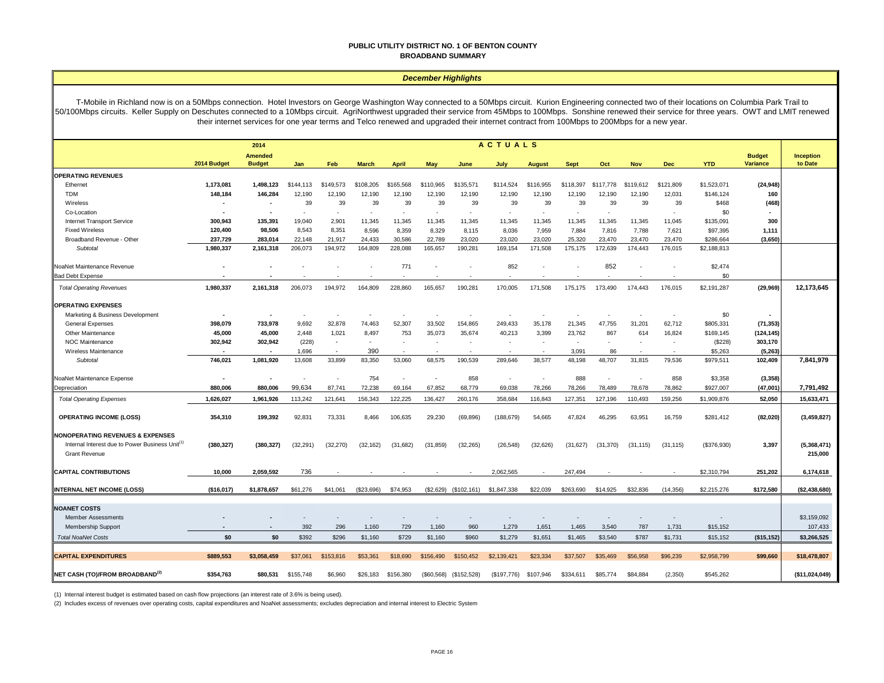**PUBLIC UTILITY DISTRICT NO. 1 OF BENTON COUNTY**
**BROADBAND SUMMARY**

***December Highlights***

T-Mobile in Richland now is on a 50Mbps connection. Hotel Investors on George Washington Way connected to a 50Mbps circuit. Kurion Engineering connected two of their locations on Columbia Park Trail to 50/100Mbps circuits. Keller Supply on Deschutes connected to a 10Mbps circuit. AgriNorthwest upgraded their service from 45Mbps to 100Mbps. Sonshine renewed their service for three years. OWT and LMIT renewed their internet services for one year terms and Telco renewed and upgraded their internet contract from 100Mbps to 200Mbps for a new year.

| | 2014 Budget | 2014 Amended Budget | Jan | Feb | March | April | May | June | July | August | Sept | Oct | Nov | Dec | YTD | Budget Variance | Inception to Date |
|---|---|---|---|---|---|---|---|---|---|---|---|---|---|---|---|---|---|
| | | | **A C T U A L S** | | | | | | | | | | | | | | |
| **OPERATING REVENUES** | | | | | | | | | | | | | | | | | |
| Ethernet | 1,173,081 | 1,498,123 | $144,113 | $149,573 | $108,205 | $165,568 | $110,965 | $135,571 | $114,524 | $116,955 | $118,397 | $117,778 | $119,612 | $121,809 | $1,523,071 | (24,948) | |
| TDM | 148,184 | 146,284 | 12,190 | 12,190 | 12,190 | 12,190 | 12,190 | 12,190 | 12,190 | 12,190 | 12,190 | 12,190 | 12,190 | 12,031 | $146,124 | 160 | |
| Wireless | - | - | 39 | 39 | 39 | 39 | 39 | 39 | 39 | 39 | 39 | 39 | 39 | 39 | $468 | (468) | |
| Co-Location | - | - | - | - | - | - | - | - | - | - | - | - | | - | $0 | - | |
| Internet Transport Service | 300,943 | 135,391 | 19,040 | 2,901 | 11,345 | 11,345 | 11,345 | 11,345 | 11,345 | 11,345 | 11,345 | 11,345 | 11,345 | 11,045 | $135,091 | 300 | |
| Fixed Wireless | 120,400 | 98,506 | 8,543 | 8,351 | 8,596 | 8,359 | 8,329 | 8,115 | 8,036 | 7,959 | 7,884 | 7,816 | 7,788 | 7,621 | $97,395 | 1,111 | |
| Broadband Revenue - Other | 237,729 | 283,014 | 22,148 | 21,917 | 24,433 | 30,586 | 22,789 | 23,020 | 23,020 | 23,020 | 25,320 | 23,470 | 23,470 | 23,470 | $286,664 | (3,650) | |
| *Subtotal* | 1,980,337 | 2,161,318 | 206,073 | 194,972 | 164,809 | 228,088 | 165,657 | 190,281 | 169,154 | 171,508 | 175,175 | 172,639 | 174,443 | 176,015 | $2,188,813 | | |
| NoaNet Maintenance Revenue | - | - | - | - | - | 771 | - | - | 852 | - | - | 852 | - | - | $2,474 | | |
| Bad Debt Expense | - | - | - | - | - | - | - | - | - | - | - | - | - | - | $0 | | |
| *Total Operating Revenues* | 1,980,337 | 2,161,318 | 206,073 | 194,972 | 164,809 | 228,860 | 165,657 | 190,281 | 170,005 | 171,508 | 175,175 | 173,490 | 174,443 | 176,015 | $2,191,287 | (29,969) | 12,173,645 |
| **OPERATING EXPENSES** | | | | | | | | | | | | | | | | | |
| Marketing & Business Development | - | - | - | - | - | - | - | - | - | - | - | - | - | - | $0 | - | |
| General Expenses | 398,079 | 733,978 | 9,692 | 32,878 | 74,463 | 52,307 | 33,502 | 154,865 | 249,433 | 35,178 | 21,345 | 47,755 | 31,201 | 62,712 | $805,331 | (71,353) | |
| Other Maintenance | 45,000 | 45,000 | 2,448 | 1,021 | 8,497 | 753 | 35,073 | 35,674 | 40,213 | 3,399 | 23,762 | 867 | 614 | 16,824 | $169,145 | (124,145) | |
| NOC Maintenance | 302,942 | 302,942 | (228) | - | - | - | - | - | - | - | - | - | - | - | ($228) | 303,170 | |
| Wireless Maintenance | - | - | 1,696 | - | 390 | - | - | - | - | - | 3,091 | 86 | - | - | $5,263 | (5,263) | |
| *Subtotal* | 746,021 | 1,081,920 | 13,608 | 33,899 | 83,350 | 53,060 | 68,575 | 190,539 | 289,646 | 38,577 | 48,198 | 48,707 | 31,815 | 79,536 | $979,511 | 102,409 | 7,841,979 |
| NoaNet Maintenance Expense | - | - | - | - | 754 | - | - | 858 | - | - | 888 | - | - | 858 | $3,358 | (3,358) | |
| Depreciation | 880,006 | 880,006 | 99,634 | 87,741 | 72,238 | 69,164 | 67,852 | 68,779 | 69,038 | 78,266 | 78,266 | 78,489 | 78,678 | 78,862 | $927,007 | (47,001) | 7,791,492 |
| *Total Operating Expenses* | 1,626,027 | 1,961,926 | 113,242 | 121,641 | 156,343 | 122,225 | 136,427 | 260,176 | 358,684 | 116,843 | 127,351 | 127,196 | 110,493 | 159,256 | $1,909,876 | 52,050 | 15,633,471 |
| **OPERATING INCOME (LOSS)** | 354,310 | 199,392 | 92,831 | 73,331 | 8,466 | 106,635 | 29,230 | (69,896) | (188,679) | 54,665 | 47,824 | 46,295 | 63,951 | 16,759 | $281,412 | (82,020) | (3,459,827) |
| **NONOPERATING REVENUES & EXPENSES** | | | | | | | | | | | | | | | | | |
| Internal Interest due to Power Business Unit[1] | (380,327) | (380,327) | (32,291) | (32,270) | (32,162) | (31,682) | (31,859) | (32,265) | (26,548) | (32,626) | (31,627) | (31,370) | (31,115) | (31,115) | ($376,930) | 3,397 | (5,368,471) |
| Grant Revenue | | | | | | | | | | | | | | | | | 215,000 |
| **CAPITAL CONTRIBUTIONS** | 10,000 | 2,059,592 | 736 | - | - | - | - | - | 2,062,565 | - | 247,494 | - | - | - | $2,310,794 | 251,202 | 6,174,618 |
| **INTERNAL NET INCOME (LOSS)** | ($16,017) | $1,878,657 | $61,276 | $41,061 | ($23,696) | $74,953 | ($2,629) | ($102,161) | $1,847,338 | $22,039 | $263,690 | $14,925 | $32,836 | (14,356) | $2,215,276 | $172,580 | ($2,438,680) |
| **NOANET COSTS** | | | | | | | | | | | | | | | | | |
| Member Assessments | - | - | - | - | - | - | - | - | - | - | - | - | - | - | - | | $3,159,092 |
| Membership Support | - | - | 392 | 296 | 1,160 | 729 | 1,160 | 960 | 1,279 | 1,651 | 1,465 | 3,540 | 787 | 1,731 | $15,152 | | 107,433 |
| *Total NoaNet Costs* | $0 | $0 | $392 | $296 | $1,160 | $729 | $1,160 | $960 | $1,279 | $1,651 | $1,465 | $3,540 | $787 | $1,731 | $15,152 | ($15,152) | $3,266,525 |
| **CAPITAL EXPENDITURES** | $889,553 | $3,058,459 | $37,061 | $153,816 | $53,361 | $18,690 | $156,490 | $150,452 | $2,139,421 | $23,334 | $37,507 | $35,469 | $56,958 | $96,239 | $2,958,799 | $99,660 | $18,478,807 |
| **NET CASH (TO)/FROM BROADBAND[2]** | $354,763 | $80,531 | $155,748 | $6,960 | $26,183 | $156,380 | ($60,568) | ($152,528) | ($197,776) | $107,946 | $334,611 | $85,774 | $84,884 | (2,350) | $545,262 | | ($11,024,049) |

(1) Internal interest budget is estimated based on cash flow projections (an interest rate of 3.6% is being used).

(2) Includes excess of revenues over operating costs, capital expenditures and NoaNet assessments; excludes depreciation and internal interest to Electric System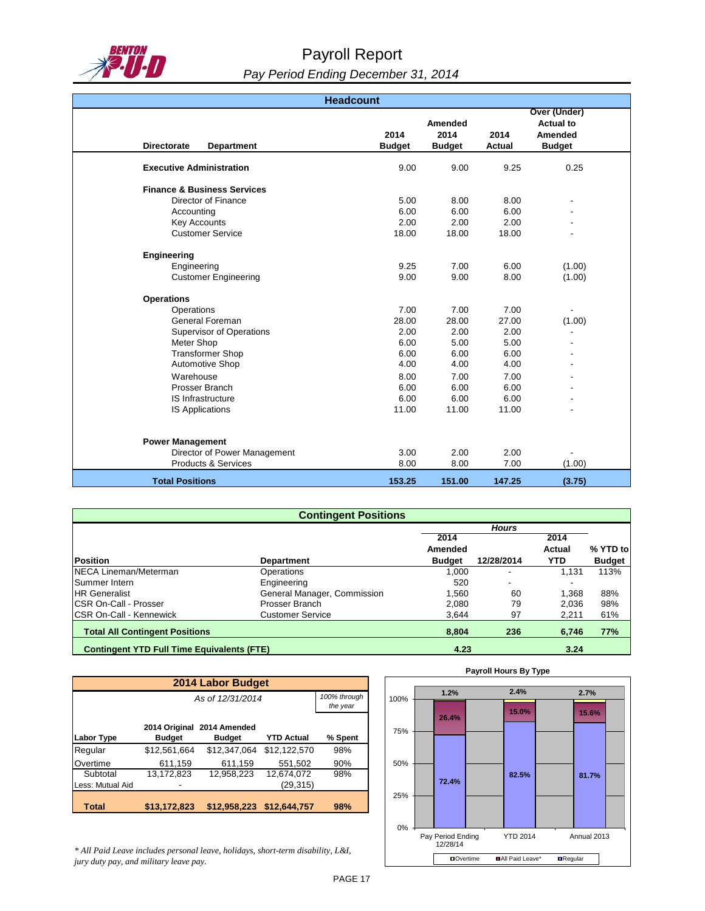# Payroll Report

*Pay Period Ending December 31, 2014*

## Headcount

| Directorate / Department | 2014 Budget | Amended 2014 Budget | 2014 Actual | Over (Under) Actual to Amended Budget |
|---|---|---|---|---|
| **Executive Administration** | 9.00 | 9.00 | 9.25 | 0.25 |
| **Finance & Business Services** | | | | |
| Director of Finance | 5.00 | 8.00 | 8.00 | - |
| Accounting | 6.00 | 6.00 | 6.00 | - |
| Key Accounts | 2.00 | 2.00 | 2.00 | - |
| Customer Service | 18.00 | 18.00 | 18.00 | - |
| **Engineering** | | | | |
| Engineering | 9.25 | 7.00 | 6.00 | (1.00) |
| Customer Engineering | 9.00 | 9.00 | 8.00 | (1.00) |
| **Operations** | | | | |
| Operations | 7.00 | 7.00 | 7.00 | - |
| General Foreman | 28.00 | 28.00 | 27.00 | (1.00) |
| Supervisor of Operations | 2.00 | 2.00 | 2.00 | - |
| Meter Shop | 6.00 | 5.00 | 5.00 | - |
| Transformer Shop | 6.00 | 6.00 | 6.00 | - |
| Automotive Shop | 4.00 | 4.00 | 4.00 | - |
| Warehouse | 8.00 | 7.00 | 7.00 | - |
| Prosser Branch | 6.00 | 6.00 | 6.00 | - |
| IS Infrastructure | 6.00 | 6.00 | 6.00 | - |
| IS Applications | 11.00 | 11.00 | 11.00 | - |
| **Power Management** | | | | |
| Director of Power Management | 3.00 | 2.00 | 2.00 | - |
| Products & Services | 8.00 | 8.00 | 7.00 | (1.00) |
| **Total Positions** | **153.25** | **151.00** | **147.25** | **(3.75)** |

## Contingent Positions

| Position | Department | Hours: 2014 Amended Budget | Hours: 12/28/2014 | Hours: 2014 Actual YTD | % YTD to Budget |
|---|---|---|---|---|---|
| NECA Lineman/Meterman | Operations | 1,000 | - | 1,131 | 113% |
| Summer Intern | Engineering | 520 | - | - | |
| HR Generalist | General Manager, Commission | 1,560 | 60 | 1,368 | 88% |
| CSR On-Call - Prosser | Prosser Branch | 2,080 | 79 | 2,036 | 98% |
| CSR On-Call - Kennewick | Customer Service | 3,644 | 97 | 2,211 | 61% |
| **Total All Contingent Positions** | | **8,804** | **236** | **6,746** | **77%** |
| **Contingent YTD Full Time Equivalents (FTE)** | | **4.23** | | **3.24** | |

## 2014 Labor Budget

*As of 12/31/2014* — *100% through the year*

| Labor Type | 2014 Original Budget | 2014 Amended Budget | YTD Actual | % Spent |
|---|---|---|---|---|
| Regular | $12,561,664 | $12,347,064 | $12,122,570 | 98% |
| Overtime | 611,159 | 611,159 | 551,502 | 90% |
| Subtotal | 13,172,823 | 12,958,223 | 12,674,072 | 98% |
| Less: Mutual Aid | - | | (29,315) | |
| **Total** | **$13,172,823** | **$12,958,223** | **$12,644,757** | **98%** |

\* *All Paid Leave includes personal leave, holidays, short-term disability, L&I, jury duty pay, and military leave pay.*

**Payroll Hours By Type**

100%
75%
50%
25%
0%

Pay Period Ending 12/28/14: 1.2%, 26.4%, 72.4%
YTD 2014: 2.4%, 15.0%, 82.5%
Annual 2013: 2.7%, 15.6%, 81.7%

Overtime | All Paid Leave* | Regular